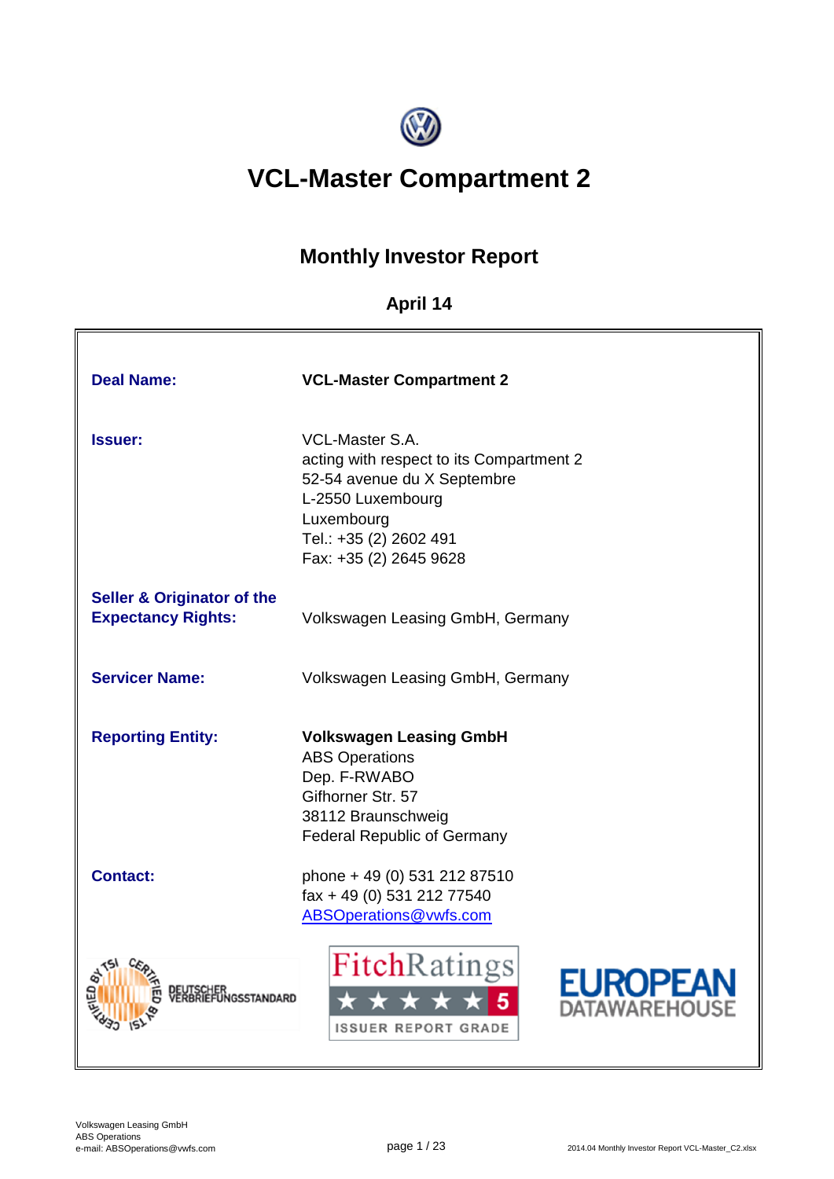# VCL-Master Compartment 2

## Monthly Investor Report

### April 14

| | |
|---|---|
| **Deal Name:** | **VCL-Master Compartment 2** |
| **Issuer:** | VCL-Master S.A.<br>acting with respect to its Compartment 2<br>52-54 avenue du X Septembre<br>L-2550 Luxembourg<br>Luxembourg<br>Tel.: +35 (2) 2602 491<br>Fax: +35 (2) 2645 9628 |
| **Seller & Originator of the Expectancy Rights:** | Volkswagen Leasing GmbH, Germany |
| **Servicer Name:** | Volkswagen Leasing GmbH, Germany |
| **Reporting Entity:** | **Volkswagen Leasing GmbH**<br>ABS Operations<br>Dep. F-RWABO<br>Gifhorner Str. 57<br>38112 Braunschweig<br>Federal Republic of Germany |
| **Contact:** | phone + 49 (0) 531 212 87510<br>fax + 49 (0) 531 212 77540<br>ABSOperations@vwfs.com |

CERTIFIED BY TSI — DEUTSCHER VERBRIEFUNGSSTANDARD

FitchRatings ★★★★★ 5 ISSUER REPORT GRADE

EUROPEAN DATAWAREHOUSE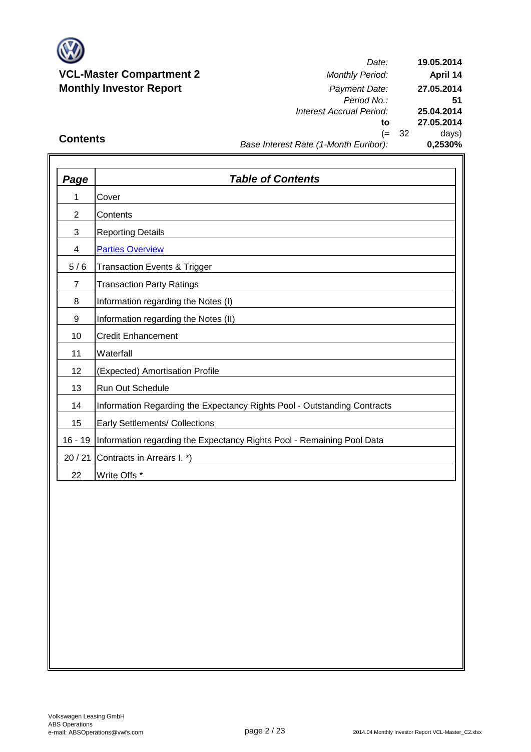**VCL-Master Compartment 2**
**Monthly Investor Report**

| | |
|---|---|
| *Date:* | **19.05.2014** |
| *Monthly Period:* | **April 14** |
| *Payment Date:* | **27.05.2014** |
| *Period No.:* | **51** |
| *Interest Accrual Period:* | **25.04.2014** |
| **to** | **27.05.2014** |
| (= 32 | days) |
| *Base Interest Rate (1-Month Euribor):* | **0,2530%** |

## Contents

| *Page* | *Table of Contents* |
|---|---|
| 1 | Cover |
| 2 | Contents |
| 3 | Reporting Details |
| 4 | Parties Overview |
| 5 / 6 | Transaction Events & Trigger |
| 7 | Transaction Party Ratings |
| 8 | Information regarding the Notes (I) |
| 9 | Information regarding the Notes (II) |
| 10 | Credit Enhancement |
| 11 | Waterfall |
| 12 | (Expected) Amortisation Profile |
| 13 | Run Out Schedule |
| 14 | Information Regarding the Expectancy Rights Pool - Outstanding Contracts |
| 15 | Early Settlements/ Collections |
| 16 - 19 | Information regarding the Expectancy Rights Pool - Remaining Pool Data |
| 20 / 21 | Contracts in Arrears I. *) |
| 22 | Write Offs * |

Volkswagen Leasing GmbH
ABS Operations
e-mail: ABSOperations@vwfs.com

2014.04 Monthly Investor Report VCL-Master_C2.xlsx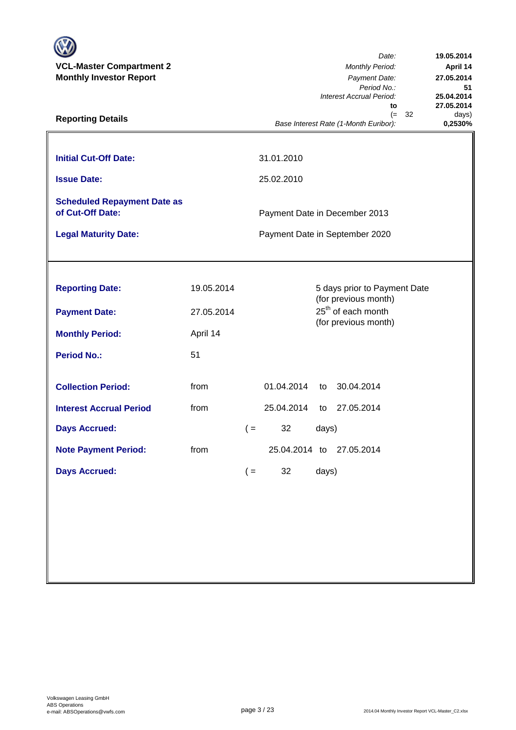**VCL-Master Compartment 2**
**Monthly Investor Report**

| | |
|---|---|
| *Date:* | **19.05.2014** |
| *Monthly Period:* | **April 14** |
| *Payment Date:* | **27.05.2014** |
| *Period No.:* | **51** |
| *Interest Accrual Period:* | **25.04.2014** |
| **to** | **27.05.2014** |
| (= 32 | days) |
| *Base Interest Rate (1-Month Euribor):* | **0,2530%** |

## Reporting Details

| | |
|---|---|
| **Initial Cut-Off Date:** | 31.01.2010 |
| **Issue Date:** | 25.02.2010 |
| **Scheduled Repayment Date as of Cut-Off Date:** | Payment Date in December 2013 |
| **Legal Maturity Date:** | Payment Date in September 2020 |

| | | | | | |
|---|---|---|---|---|---|
| **Reporting Date:** | 19.05.2014 | | 5 days prior to Payment Date (for previous month) | | |
| **Payment Date:** | 27.05.2014 | | 25th of each month (for previous month) | | |
| **Monthly Period:** | April 14 | | | | |
| **Period No.:** | 51 | | | | |
| **Collection Period:** | from | 01.04.2014 | to | 30.04.2014 | |
| **Interest Accrual Period** | from | 25.04.2014 | to | 27.05.2014 | |
| **Days Accrued:** | | ( = | 32 | days) | |
| **Note Payment Period:** | from | 25.04.2014 | to | 27.05.2014 | |
| **Days Accrued:** | | ( = | 32 | days) | |

Volkswagen Leasing GmbH
ABS Operations
e-mail: ABSOperations@vwfs.com

2014.04 Monthly Investor Report VCL-Master_C2.xlsx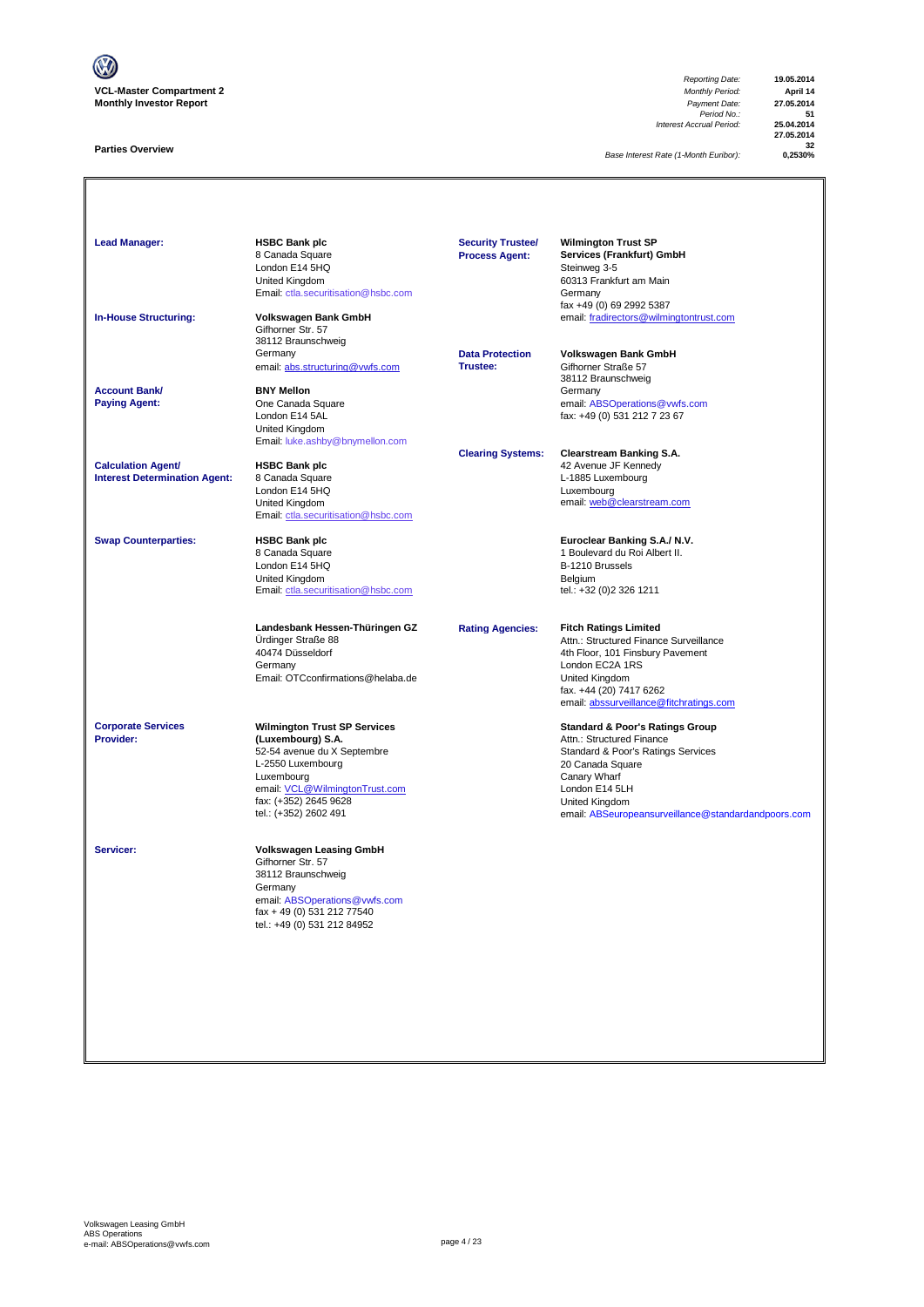**VCL-Master Compartment 2**
**Monthly Investor Report**

| | |
|---|---|
| *Reporting Date:* | **19.05.2014** |
| *Monthly Period:* | **April 14** |
| *Payment Date:* | **27.05.2014** |
| *Period No.:* | **51** |
| *Interest Accrual Period:* | **25.04.2014** |
| | **27.05.2014** |
| | **32** |
| *Base Interest Rate (1-Month Euribor):* | **0,2530%** |

## Parties Overview

**Lead Manager:**
**HSBC Bank plc**
8 Canada Square
London E14 5HQ
United Kingdom
Email: ctla.securitisation@hsbc.com

**In-House Structuring:**
**Volkswagen Bank GmbH**
Gifhorner Str. 57
38112 Braunschweig
Germany
email: abs.structuring@vwfs.com

**Account Bank/ Paying Agent:**
**BNY Mellon**
One Canada Square
London E14 5AL
United Kingdom
Email: luke.ashby@bnymellon.com

**Calculation Agent/ Interest Determination Agent:**
**HSBC Bank plc**
8 Canada Square
London E14 5HQ
United Kingdom
Email: ctla.securitisation@hsbc.com

**Swap Counterparties:**
**HSBC Bank plc**
8 Canada Square
London E14 5HQ
United Kingdom
Email: ctla.securitisation@hsbc.com

**Landesbank Hessen-Thüringen GZ**
Ürdinger Straße 88
40474 Düsseldorf
Germany
Email: OTCconfirmations@helaba.de

**Corporate Services Provider:**
**Wilmington Trust SP Services (Luxembourg) S.A.**
52-54 avenue du X Septembre
L-2550 Luxembourg
Luxembourg
email: VCL@WilmingtonTrust.com
fax: (+352) 2645 9628
tel.: (+352) 2602 491

**Servicer:**
**Volkswagen Leasing GmbH**
Gifhorner Str. 57
38112 Braunschweig
Germany
email: ABSOperations@vwfs.com
fax + 49 (0) 531 212 77540
tel.: +49 (0) 531 212 84952

**Security Trustee/ Process Agent:**
**Wilmington Trust SP Services (Frankfurt) GmbH**
Steinweg 3-5
60313 Frankfurt am Main
Germany
fax +49 (0) 69 2992 5387
email: fradirectors@wilmingtontrust.com

**Data Protection Trustee:**
**Volkswagen Bank GmbH**
Gifhorner Straße 57
38112 Braunschweig
Germany
email: ABSOperations@vwfs.com
fax: +49 (0) 531 212 7 23 67

**Clearing Systems:**
**Clearstream Banking S.A.**
42 Avenue JF Kennedy
L-1885 Luxembourg
Luxembourg
email: web@clearstream.com

**Euroclear Banking S.A./ N.V.**
1 Boulevard du Roi Albert II.
B-1210 Brussels
Belgium
tel.: +32 (0)2 326 1211

**Rating Agencies:**
**Fitch Ratings Limited**
Attn.: Structured Finance Surveillance
4th Floor, 101 Finsbury Pavement
London EC2A 1RS
United Kingdom
fax. +44 (20) 7417 6262
email: abssurveillance@fitchratings.com

**Standard & Poor's Ratings Group**
Attn.: Structured Finance
Standard & Poor's Ratings Services
20 Canada Square
Canary Wharf
London E14 5LH
United Kingdom
email: ABSeuropeansurveillance@standardandpoors.com

Volkswagen Leasing GmbH
ABS Operations
e-mail: ABSOperations@vwfs.com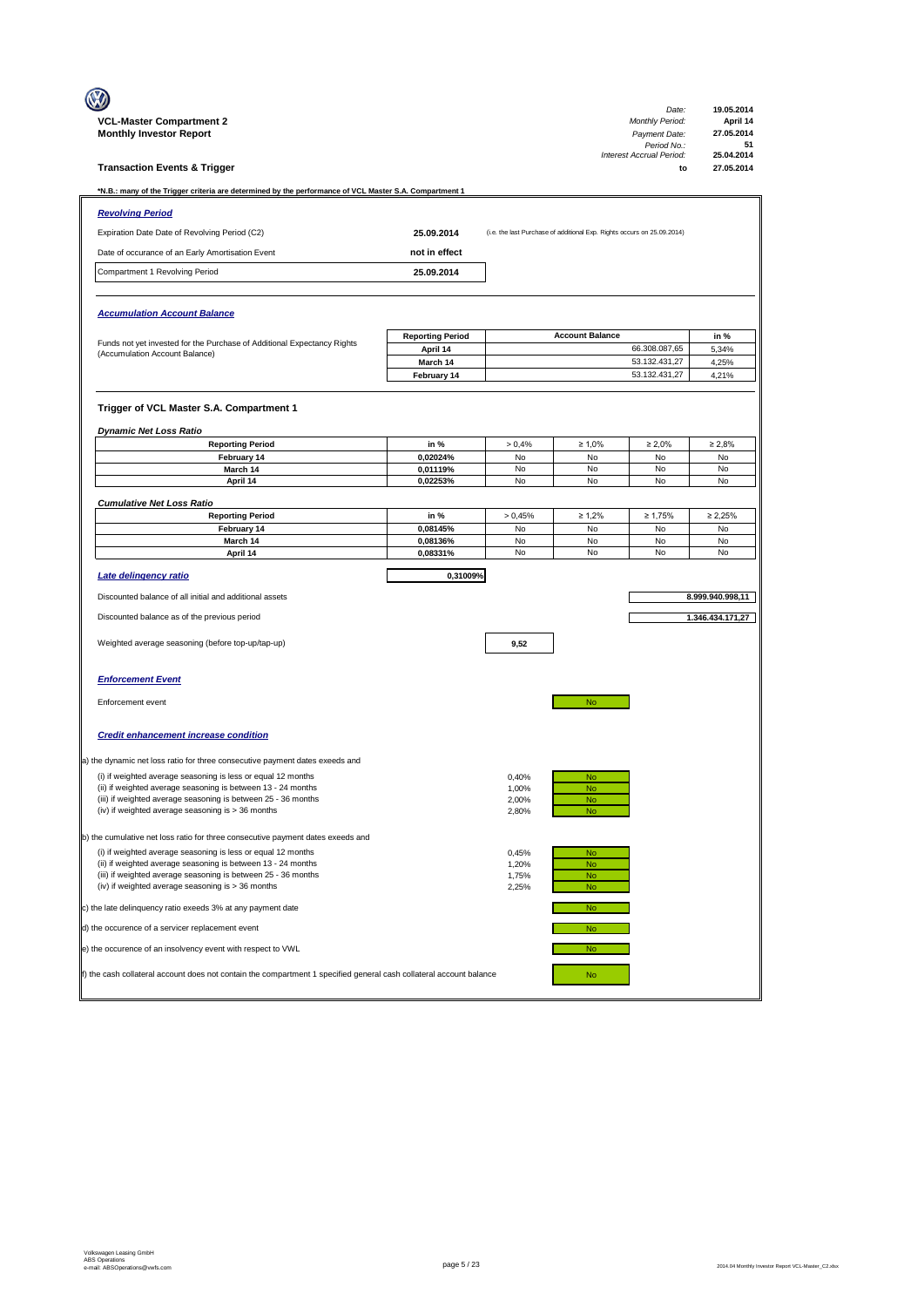**VCL-Master Compartment 2**
**Monthly Investor Report**

| | |
|---|---|
| *Date:* | **19.05.2014** |
| *Monthly Period:* | **April 14** |
| *Payment Date:* | **27.05.2014** |
| *Period No.:* | **51** |
| *Interest Accrual Period:* | **25.04.2014** |
| **to** | **27.05.2014** |

## Transaction Events & Trigger

***N.B.: many of the Trigger criteria are determined by the performance of VCL Master S.A. Compartment 1**

### *Revolving Period*

| | | |
|---|---|---|
| Expiration Date Date of Revolving Period (C2) | **25.09.2014** | (i.e. the last Purchase of additional Exp. Rights occurs on 25.09.2014) |
| Date of occurance of an Early Amortisation Event | **not in effect** | |
| Compartment 1 Revolving Period | **25.09.2014** | |

### *Accumulation Account Balance*

Funds not yet invested for the Purchase of Additional Expectancy Rights (Accumulation Account Balance)

| Reporting Period | Account Balance | in % |
|---|---|---|
| April 14 | 66.308.087,65 | 5,34% |
| March 14 | 53.132.431,27 | 4,25% |
| February 14 | 53.132.431,27 | 4,21% |

### Trigger of VCL Master S.A. Compartment 1

*Dynamic Net Loss Ratio*

| Reporting Period | in % | > 0,4% | ≥ 1,0% | ≥ 2,0% | ≥ 2,8% |
|---|---|---|---|---|---|
| February 14 | 0,02024% | No | No | No | No |
| March 14 | 0,01119% | No | No | No | No |
| April 14 | 0,02253% | No | No | No | No |

*Cumulative Net Loss Ratio*

| Reporting Period | in % | > 0,45% | ≥ 1,2% | ≥ 1,75% | ≥ 2,25% |
|---|---|---|---|---|---|
| February 14 | 0,08145% | No | No | No | No |
| March 14 | 0,08136% | No | No | No | No |
| April 14 | 0,08331% | No | No | No | No |

***Late delinquency ratio*** **0,31009%**

| | |
|---|---|
| Discounted balance of all initial and additional assets | **8.999.940.998,11** |
| Discounted balance as of the previous period | **1.346.434.171,27** |
| Weighted average seasoning (before top-up/tap-up) | **9,52** |

### *Enforcement Event*

Enforcement event: No

### *Credit enhancement increase condition*

a) the dynamic net loss ratio for three consecutive payment dates exeeds and

| | | |
|---|---|---|
| (i) if weighted average seasoning is less or equal 12 months | 0,40% | No |
| (ii) if weighted average seasoning is between 13 - 24 months | 1,00% | No |
| (iii) if weighted average seasoning is between 25 - 36 months | 2,00% | No |
| (iv) if weighted average seasoning is > 36 months | 2,80% | No |

b) the cumulative net loss ratio for three consecutive payment dates exeeds and

| | | |
|---|---|---|
| (i) if weighted average seasoning is less or equal 12 months | 0,45% | No |
| (ii) if weighted average seasoning is between 13 - 24 months | 1,20% | No |
| (iii) if weighted average seasoning is between 25 - 36 months | 1,75% | No |
| (iv) if weighted average seasoning is > 36 months | 2,25% | No |

c) the late delinquency ratio exeeds 3% at any payment date: No

d) the occurence of a servicer replacement event: No

e) the occurence of an insolvency event with respect to VWL: No

f) the cash collateral account does not contain the compartment 1 specified general cash collateral account balance: No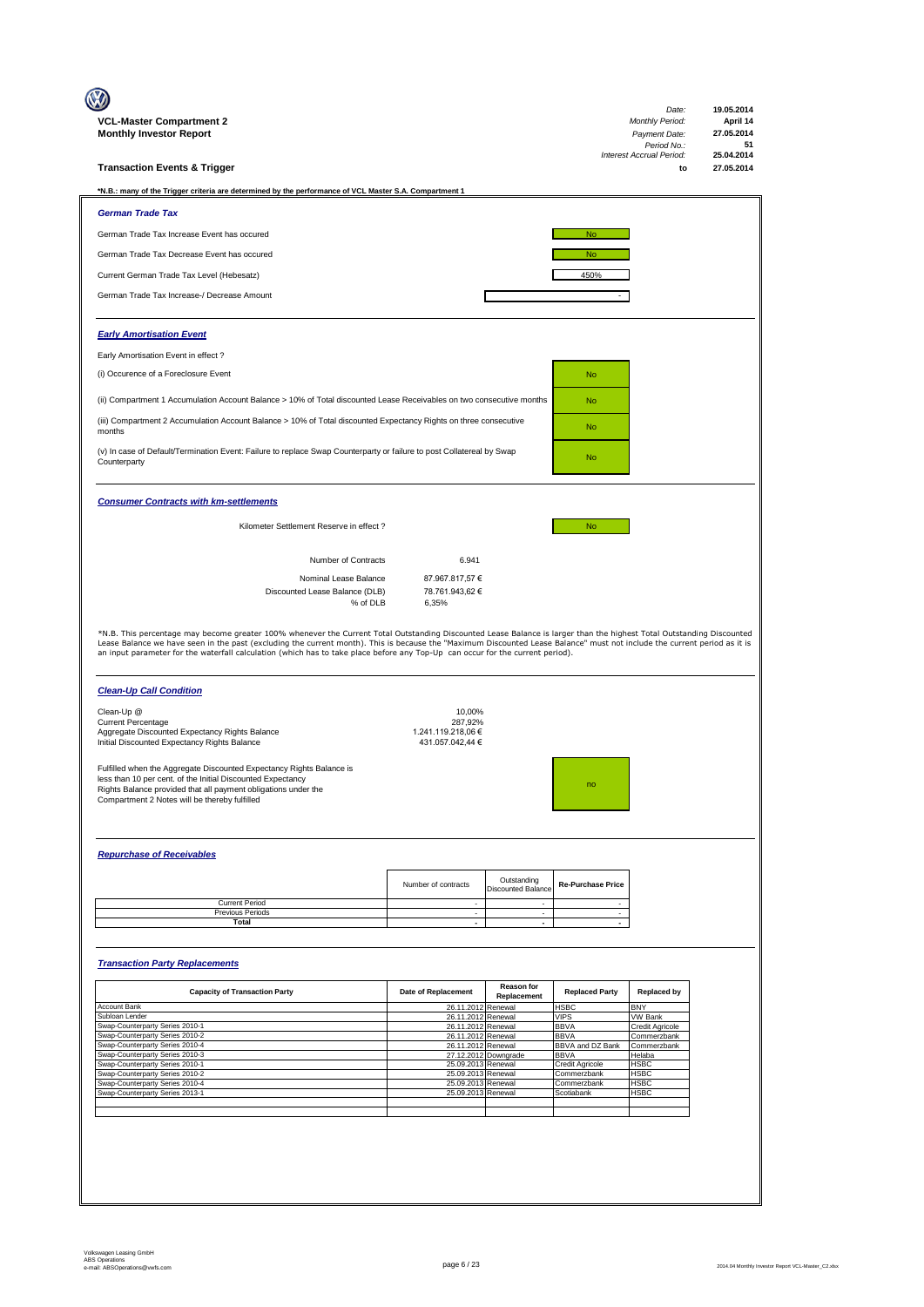**VCL-Master Compartment 2**
**Monthly Investor Report**

| | |
|---|---|
| *Date:* | 19.05.2014 |
| *Monthly Period:* | April 14 |
| *Payment Date:* | 27.05.2014 |
| *Period No.:* | 51 |
| *Interest Accrual Period:* | 25.04.2014 |
| to | 27.05.2014 |

## Transaction Events & Trigger

**\*N.B.: many of the Trigger criteria are determined by the performance of VCL Master S.A. Compartment 1**

### *German Trade Tax*

| | |
|---|---|
| German Trade Tax Increase Event has occured | No |
| German Trade Tax Decrease Event has occured | No |
| Current German Trade Tax Level (Hebesatz) | 450% |
| German Trade Tax Increase-/ Decrease Amount | - |

### *Early Amortisation Event*

Early Amortisation Event in effect ?

| | |
|---|---|
| (i) Occurence of a Foreclosure Event | No |
| (ii) Compartment 1 Accumulation Account Balance > 10% of Total discounted Lease Receivables on two consecutive months | No |
| (iii) Compartment 2 Accumulation Account Balance > 10% of Total discounted Expectancy Rights on three consecutive months | No |
| (v) In case of Default/Termination Event: Failure to replace Swap Counterparty or failure to post Collatereal by Swap Counterparty | No |

### *Consumer Contracts with km-settlements*

| | |
|---|---|
| Kilometer Settlement Reserve in effect ? | No |

| | |
|---|---|
| Number of Contracts | 6.941 |
| Nominal Lease Balance | 87.967.817,57 € |
| Discounted Lease Balance (DLB) | 78.761.943,62 € |
| % of DLB | 6,35% |

\*N.B. This percentage may become greater 100% whenever the Current Total Outstanding Discounted Lease Balance is larger than the highest Total Outstanding Discounted Lease Balance we have seen in the past (excluding the current month). This is because the "Maximum Discounted Lease Balance" must not include the current period as it is an input parameter for the waterfall calculation (which has to take place before any Top-Up can occur for the current period).

### *Clean-Up Call Condition*

| | |
|---|---|
| Clean-Up @ | 10,00% |
| Current Percentage | 287,92% |
| Aggregate Discounted Expectancy Rights Balance | 1.241.119.218,06 € |
| Initial Discounted Expectancy Rights Balance | 431.057.042,44 € |

| | |
|---|---|
| Fulfilled when the Aggregate Discounted Expectancy Rights Balance is less than 10 per cent. of the Initial Discounted Expectancy Rights Balance provided that all payment obligations under the Compartment 2 Notes will be thereby fulfilled | no |

### *Repurchase of Receivables*

| | Number of contracts | Outstanding Discounted Balance | Re-Purchase Price |
|---|---|---|---|
| Current Period | - | - | - |
| Previous Periods | - | - | - |
| **Total** | **-** | **-** | **-** |

### *Transaction Party Replacements*

| Capacity of Transaction Party | Date of Replacement | Reason for Replacement | Replaced Party | Replaced by |
|---|---|---|---|---|
| Account Bank | 26.11.2012 | Renewal | HSBC | BNY |
| Subloan Lender | 26.11.2012 | Renewal | VIPS | VW Bank |
| Swap-Counterparty Series 2010-1 | 26.11.2012 | Renewal | BBVA | Credit Agricole |
| Swap-Counterparty Series 2010-2 | 26.11.2012 | Renewal | BBVA | Commerzbank |
| Swap-Counterparty Series 2010-4 | 26.11.2012 | Renewal | BBVA and DZ Bank | Commerzbank |
| Swap-Counterparty Series 2010-3 | 27.12.2012 | Downgrade | BBVA | Helaba |
| Swap-Counterparty Series 2010-1 | 25.09.2013 | Renewal | Credit Agricole | HSBC |
| Swap-Counterparty Series 2010-2 | 25.09.2013 | Renewal | Commerzbank | HSBC |
| Swap-Counterparty Series 2010-4 | 25.09.2013 | Renewal | Commerzbank | HSBC |
| Swap-Counterparty Series 2013-1 | 25.09.2013 | Renewal | Scotiabank | HSBC |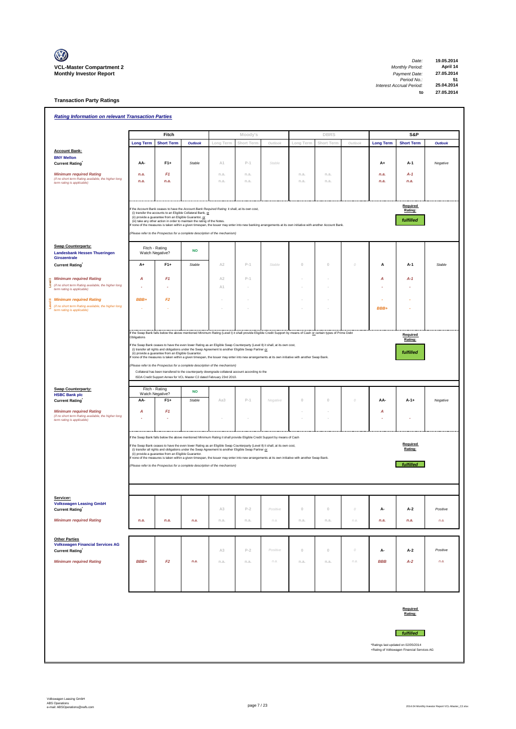**VCL-Master Compartment 2**
**Monthly Investor Report**

| | |
|---|---|
| Date: | 19.05.2014 |
| Monthly Period: | April 14 |
| Payment Date: | 27.05.2014 |
| Period No.: | 51 |
| Interest Accrual Period: | 25.04.2014 |
| to | 27.05.2014 |

## Transaction Party Ratings

### Rating Information on relevant Transaction Parties

| | Fitch | | | Moody's | | | DBRS | | | S&P | | |
|---|---|---|---|---|---|---|---|---|---|---|---|---|
| | Long Term | Short Term | Outlook | Long Term | Short Term | Outlook | Long Term | Short Term | Outlook | Long Term | Short Term | Outlook |
| **Account Bank:** BNY Mellon | | | | | | | | | | | | |
| Current Rating* | AA- | F1+ | Stable | A1 | P-1 | Stable | | | | A+ | A-1 | Negative |
| Minimum required Rating (if no short term Rating available, the higher long term rating is applicable) | n.a. | F1 | | n.a. | n.a. | | n.a. | n.a. | | n.a. | A-1 | |
| | n.a. | n.a. | | n.a. | n.a. | | n.a. | n.a. | | n.a. | n.a. | |

If the Account Bank ceases to have the Account Bank Required Rating it shall, at its own cost,
(i) transfer the accounts to an Eligible Collateral Bank, or
(ii) provide a guarantee from an Eligible Guarantor, or
(iii) take any other action in order to maintain the rating of the Notes.
If none of the measures is taken within a given timespan, the Issuer may enter into new banking arrangements at its own initiative with another Account Bank.

(Please refer to the Prospectus for a complete description of the mechanism)

Required Rating: **fulfilled**

| | Fitch | | | Moody's | | | DBRS | | | S&P | | |
|---|---|---|---|---|---|---|---|---|---|---|---|---|
| **Swap Counterparty:** Landesbank Hessen Thueringen Girozentrale | Fitch - Rating Watch Negative? | | NO | | | | | | | | | |
| Current Rating* | A+ | F1+ | Stable | A2 | P-1 | Stable | 0 | 0 | 0 | A | A-1 | Stable |
| Level I Minimum required Rating (if no short term Rating available, the higher long term rating is applicable) | A | F1 | | A2 | P-1 | | - | - | | A | A-1 | |
| | - | - | | A1 | - | | - | - | | - | - | |
| Level II Minimum required Rating (if no short term Rating available, the higher long term rating is applicable) | BBB+ | F2 | | - | - | | - | - | | - | - | |
| | - | - | | - | - | | - | - | | BBB+ | - | |

If the Swap Bank falls below the above mentioned Minimum Rating (Level I) it shall provide Eligible Credit Support by means of Cash or certain types of Prime Debt Obligations

If the Swap Bank ceases to have the even lower Rating as an Eligible Swap Counterparty (Level II) it shall, at its own cost,
(i) transfer all rights and obligations under the Swap Agreement to another Eligible Swap Partner or
(ii) provide a guarantee from an Eligible Guarantor.
If none of the measures is taken within a given timespan, the Issuer may enter into new arrangements at its own initiative with another Swap Bank.

(Please refer to the Prospectus for a complete description of the mechanism)

Collateral has been transfered to the counterparty downgrade collateral account according to the ISDA Credit Support Annex for VCL Master C2 dated February 23rd 2010.

Required Rating: **fulfilled**

| | Fitch | | | Moody's | | | DBRS | | | S&P | | |
|---|---|---|---|---|---|---|---|---|---|---|---|---|
| **Swap Counterparty:** HSBC Bank plc | Fitch - Rating Watch Negative? | | NO | | | | | | | | | |
| Current Rating* | AA- | F1+ | Stable | Aa3 | P-1 | Negative | 0 | 0 | 0 | AA- | A-1+ | Negative |
| Minimum required Rating (if no short term Rating available, the higher long term rating is applicable) | A | F1 | | | | | - | - | | A | | |
| | - | - | | - | - | | - | - | | - | - | |

If the Swap Bank falls below the above mentioned Minimum Rating it shall provide Eligible Credit Support by means of Cash

If the Swap Bank ceases to have the even lower Rating as an Eligible Swap Counterparty (Level II) it shall, at its own cost,
(i) transfer all rights and obligations under the Swap Agreement to another Eligible Swap Partner or
(ii) provide a guarantee from an Eligible Guarantor.
If none of the measures is taken within a given timespan, the Issuer may enter into new arrangements at its own initiative with another Swap Bank.

(Please refer to the Prospectus for a complete description of the mechanism)

Required Rating: **fulfilled**

| | Fitch | | | Moody's | | | DBRS | | | S&P | | |
|---|---|---|---|---|---|---|---|---|---|---|---|---|
| **Servicer:** Volkswagen Leasing GmbH | | | | | | | | | | | | |
| Current Rating* | | | | A3 | P-2 | Positive | 0 | 0 | 0 | A- | A-2 | Positive |
| Minimum required Rating | n.a. | n.a. | n.a. | n.a. | n.a. | n.a. | n.a. | n.a. | n.a. | n.a. | n.a. | n.a. |
| **Other Parties** Volkswagen Financial Services AG | | | | | | | | | | | | |
| Current Rating+ | | | | A3 | P-2 | Positive | 0 | 0 | 0 | A- | A-2 | Positive |
| Minimum required Rating | BBB+ | F2 | n.a. | n.a. | n.a. | n.a. | n.a. | n.a. | n.a. | BBB | A-2 | n.a. |

Required Rating: **fulfilled**

*Ratings last updated on 02/05/2014
+Rating of Volkswagen Financial Services AG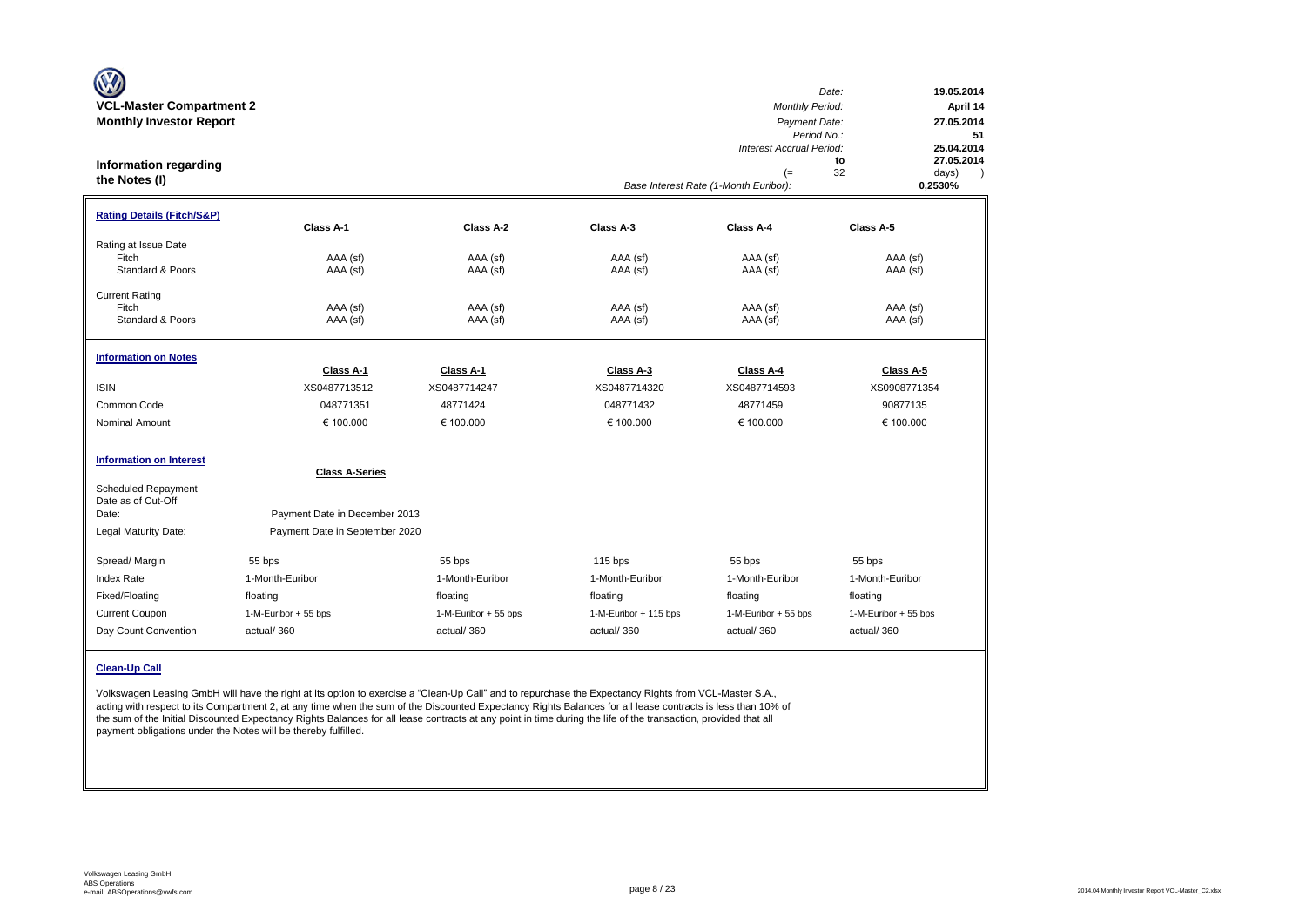**VCL-Master Compartment 2**
**Monthly Investor Report**

| | |
|---|---|
| *Date:* | 19.05.2014 |
| *Monthly Period:* | April 14 |
| *Payment Date:* | 27.05.2014 |
| *Period No.:* | 51 |
| *Interest Accrual Period:* | 25.04.2014 to 27.05.2014 (= 32 days) |
| *Base Interest Rate (1-Month Euribor):* | 0,2530% |

## Information regarding the Notes (I)

### Rating Details (Fitch/S&P)

| | Class A-1 | Class A-2 | Class A-3 | Class A-4 | Class A-5 |
|---|---|---|---|---|---|
| Rating at Issue Date | | | | | |
| Fitch | AAA (sf) | AAA (sf) | AAA (sf) | AAA (sf) | AAA (sf) |
| Standard & Poors | AAA (sf) | AAA (sf) | AAA (sf) | AAA (sf) | AAA (sf) |
| Current Rating | | | | | |
| Fitch | AAA (sf) | AAA (sf) | AAA (sf) | AAA (sf) | AAA (sf) |
| Standard & Poors | AAA (sf) | AAA (sf) | AAA (sf) | AAA (sf) | AAA (sf) |

### Information on Notes

| | Class A-1 | Class A-1 | Class A-3 | Class A-4 | Class A-5 |
|---|---|---|---|---|---|
| ISIN | XS0487713512 | XS0487714247 | XS0487714320 | XS0487714593 | XS0908771354 |
| Common Code | 048771351 | 48771424 | 048771432 | 48771459 | 90877135 |
| Nominal Amount | € 100.000 | € 100.000 | € 100.000 | € 100.000 | € 100.000 |

### Information on Interest

| | Class A-Series | | | | |
|---|---|---|---|---|---|
| Scheduled Repayment Date as of Cut-Off Date: | Payment Date in December 2013 | | | | |
| Legal Maturity Date: | Payment Date in September 2020 | | | | |
| Spread/ Margin | 55 bps | 55 bps | 115 bps | 55 bps | 55 bps |
| Index Rate | 1-Month-Euribor | 1-Month-Euribor | 1-Month-Euribor | 1-Month-Euribor | 1-Month-Euribor |
| Fixed/Floating | floating | floating | floating | floating | floating |
| Current Coupon | 1-M-Euribor + 55 bps | 1-M-Euribor + 55 bps | 1-M-Euribor + 115 bps | 1-M-Euribor + 55 bps | 1-M-Euribor + 55 bps |
| Day Count Convention | actual/ 360 | actual/ 360 | actual/ 360 | actual/ 360 | actual/ 360 |

### Clean-Up Call

Volkswagen Leasing GmbH will have the right at its option to exercise a "Clean-Up Call" and to repurchase the Expectancy Rights from VCL-Master S.A., acting with respect to its Compartment 2, at any time when the sum of the Discounted Expectancy Rights Balances for all lease contracts is less than 10% of the sum of the Initial Discounted Expectancy Rights Balances for all lease contracts at any point in time during the life of the transaction, provided that all payment obligations under the Notes will be thereby fulfilled.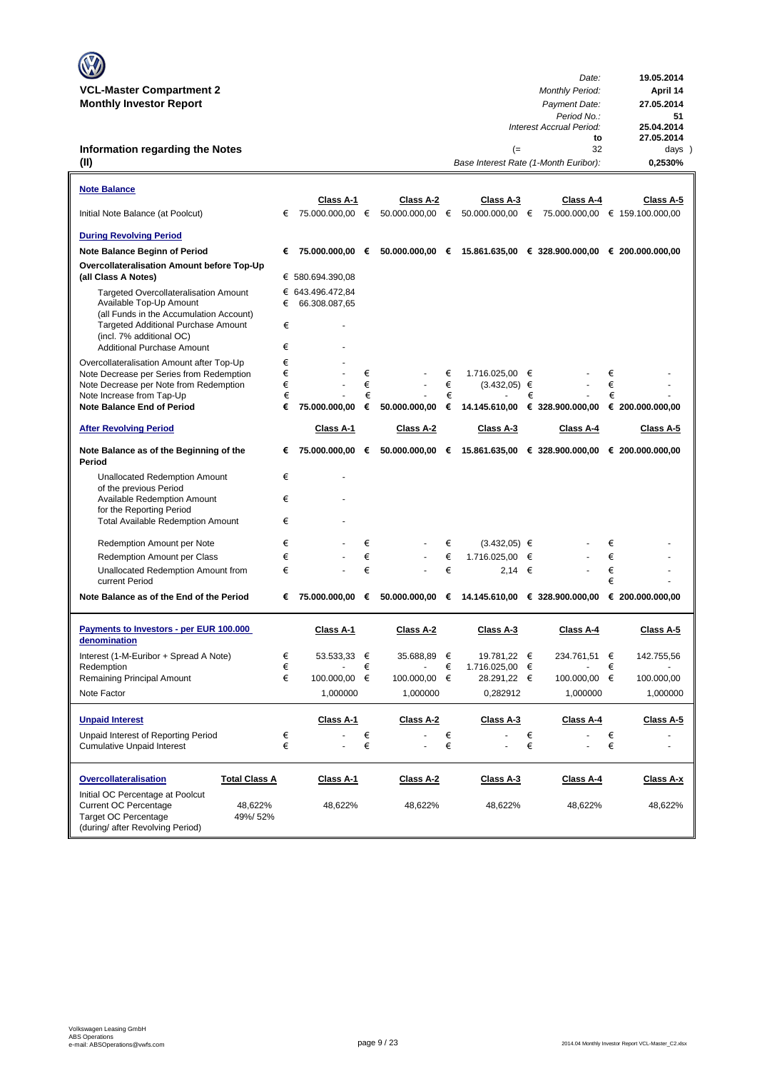**VCL-Master Compartment 2**
**Monthly Investor Report**

| | |
|---|---|
| *Date:* | **19.05.2014** |
| *Monthly Period:* | **April 14** |
| *Payment Date:* | **27.05.2014** |
| *Period No.:* | **51** |
| *Interest Accrual Period:* | **25.04.2014** |
| **to** | **27.05.2014** |
| (= 32 | days ) |
| *Base Interest Rate (1-Month Euribor):* | **0,2530%** |

## Information regarding the Notes (II)

### Note Balance

| | Class A-1 | Class A-2 | Class A-3 | Class A-4 | Class A-5 |
|---|---|---|---|---|---|
| Initial Note Balance (at Poolcut) | € 75.000.000,00 | € 50.000.000,00 | € 50.000.000,00 | € 75.000.000,00 | € 159.100.000,00 |
| **During Revolving Period** | | | | | |
| **Note Balance Beginn of Period** | **€ 75.000.000,00** | **€ 50.000.000,00** | **€ 15.861.635,00** | **€ 328.900.000,00** | **€ 200.000.000,00** |
| **Overcollateralisation Amount before Top-Up (all Class A Notes)** | € 580.694.390,08 | | | | |
| Targeted Overcollateralisation Amount | € 643.496.472,84 | | | | |
| Available Top-Up Amount (all Funds in the Accumulation Account) | € 66.308.087,65 | | | | |
| Targeted Additional Purchase Amount (incl. 7% additional OC) | € - | | | | |
| Additional Purchase Amount | € - | | | | |
| Overcollateralisation Amount after Top-Up | € - | | | | |
| Note Decrease per Series from Redemption | € - | € - | € 1.716.025,00 | € - | € - |
| Note Decrease per Note from Redemption | € - | € - | € (3.432,05) | € - | € - |
| Note Increase from Tap-Up | € - | € - | € - | € - | € - |
| **Note Balance End of Period** | **€ 75.000.000,00** | **€ 50.000.000,00** | **€ 14.145.610,00** | **€ 328.900.000,00** | **€ 200.000.000,00** |

| **After Revolving Period** | Class A-1 | Class A-2 | Class A-3 | Class A-4 | Class A-5 |
|---|---|---|---|---|---|
| **Note Balance as of the Beginning of the Period** | **€ 75.000.000,00** | **€ 50.000.000,00** | **€ 15.861.635,00** | **€ 328.900.000,00** | **€ 200.000.000,00** |
| Unallocated Redemption Amount of the previous Period | € - | | | | |
| Available Redemption Amount for the Reporting Period | € - | | | | |
| Total Available Redemption Amount | € - | | | | |
| Redemption Amount per Note | € - | € - | € (3.432,05) | € - | € - |
| Redemption Amount per Class | € - | € - | € 1.716.025,00 | € - | € - |
| Unallocated Redemption Amount from current Period | € - | € - | € 2,14 | € - | € - |
| **Note Balance as of the End of the Period** | **€ 75.000.000,00** | **€ 50.000.000,00** | **€ 14.145.610,00** | **€ 328.900.000,00** | **€ 200.000.000,00** |

### Payments to Investors - per EUR 100.000 denomination

| | Class A-1 | Class A-2 | Class A-3 | Class A-4 | Class A-5 |
|---|---|---|---|---|---|
| Interest (1-M-Euribor + Spread A Note) | € 53.533,33 | € 35.688,89 | € 19.781,22 | € 234.761,51 | € 142.755,56 |
| Redemption | € - | € - | € 1.716.025,00 | € - | € - |
| Remaining Principal Amount | € 100.000,00 | € 100.000,00 | € 28.291,22 | € 100.000,00 | € 100.000,00 |
| Note Factor | 1,000000 | 1,000000 | 0,282912 | 1,000000 | 1,000000 |

### Unpaid Interest

| | Class A-1 | Class A-2 | Class A-3 | Class A-4 | Class A-5 |
|---|---|---|---|---|---|
| Unpaid Interest of Reporting Period | € - | € - | € - | € - | € - |
| Cumulative Unpaid Interest | € - | € - | € - | € - | € - |

### Overcollateralisation

| | Total Class A | Class A-1 | Class A-2 | Class A-3 | Class A-4 | Class A-x |
|---|---|---|---|---|---|---|
| Initial OC Percentage at Poolcut | | | | | | |
| Current OC Percentage | 48,622% | 48,622% | 48,622% | 48,622% | 48,622% | 48,622% |
| Target OC Percentage (during/ after Revolving Period) | 49%/ 52% | | | | | |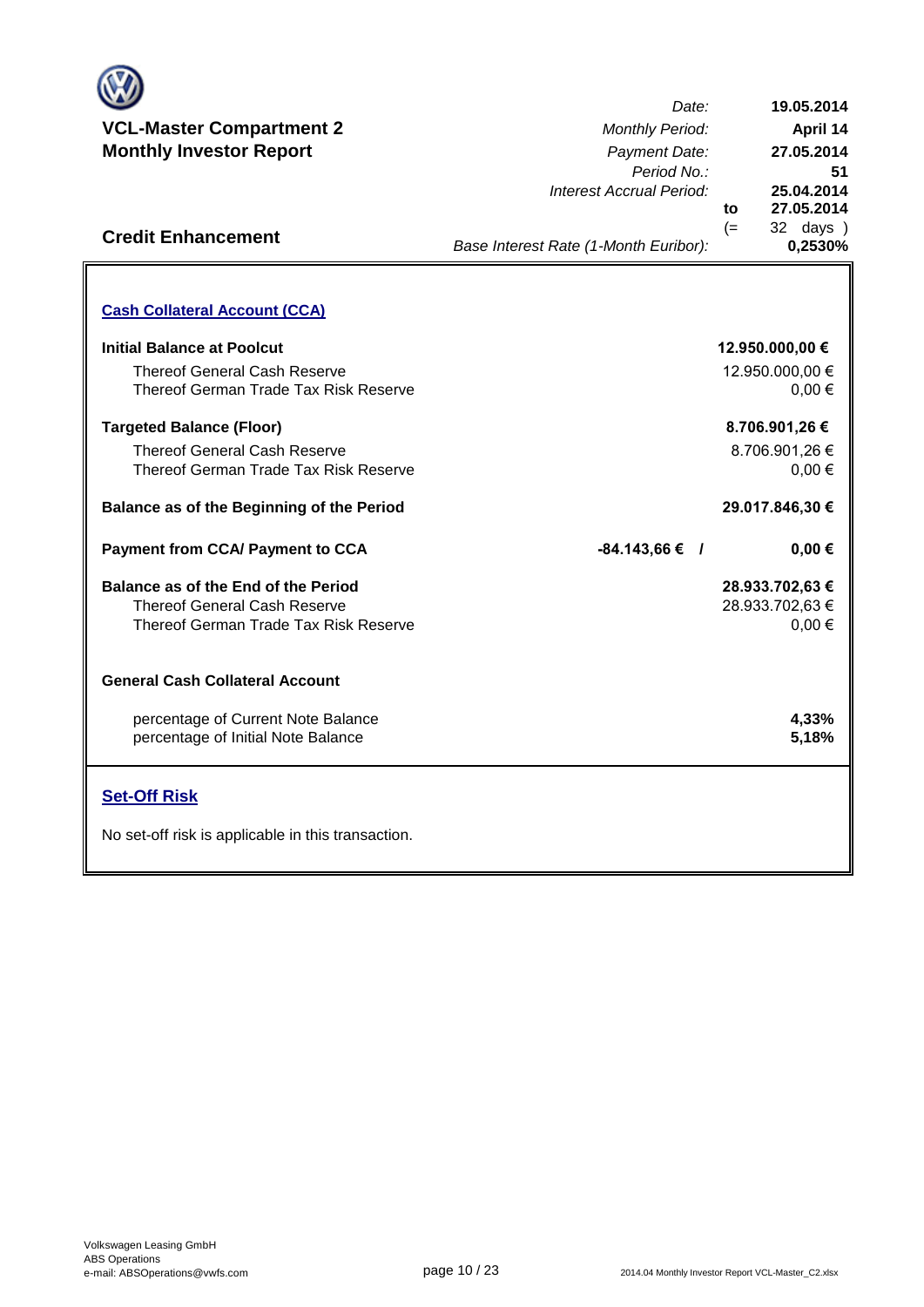## VCL-Master Compartment 2
## Monthly Investor Report

| | |
|---|---|
| *Date:* | **19.05.2014** |
| *Monthly Period:* | **April 14** |
| *Payment Date:* | **27.05.2014** |
| *Period No.:* | **51** |
| *Interest Accrual Period:* | **25.04.2014** |
| to | **27.05.2014** |
| (= | 32 days ) |
| *Base Interest Rate (1-Month Euribor):* | **0,2530%** |

## Credit Enhancement

### Cash Collateral Account (CCA)

| | | |
|---|---|---|
| **Initial Balance at Poolcut** | | **12.950.000,00 €** |
| Thereof General Cash Reserve | | 12.950.000,00 € |
| Thereof German Trade Tax Risk Reserve | | 0,00 € |
| **Targeted Balance (Floor)** | | **8.706.901,26 €** |
| Thereof General Cash Reserve | | 8.706.901,26 € |
| Thereof German Trade Tax Risk Reserve | | 0,00 € |
| **Balance as of the Beginning of the Period** | | **29.017.846,30 €** |
| **Payment from CCA/ Payment to CCA** | **-84.143,66 € /** | **0,00 €** |
| **Balance as of the End of the Period** | | **28.933.702,63 €** |
| Thereof General Cash Reserve | | 28.933.702,63 € |
| Thereof German Trade Tax Risk Reserve | | 0,00 € |

**General Cash Collateral Account**

| | |
|---|---|
| percentage of Current Note Balance | **4,33%** |
| percentage of Initial Note Balance | **5,18%** |

### Set-Off Risk

No set-off risk is applicable in this transaction.

Volkswagen Leasing GmbH
ABS Operations
e-mail: ABSOperations@vwfs.com

2014.04 Monthly Investor Report VCL-Master_C2.xlsx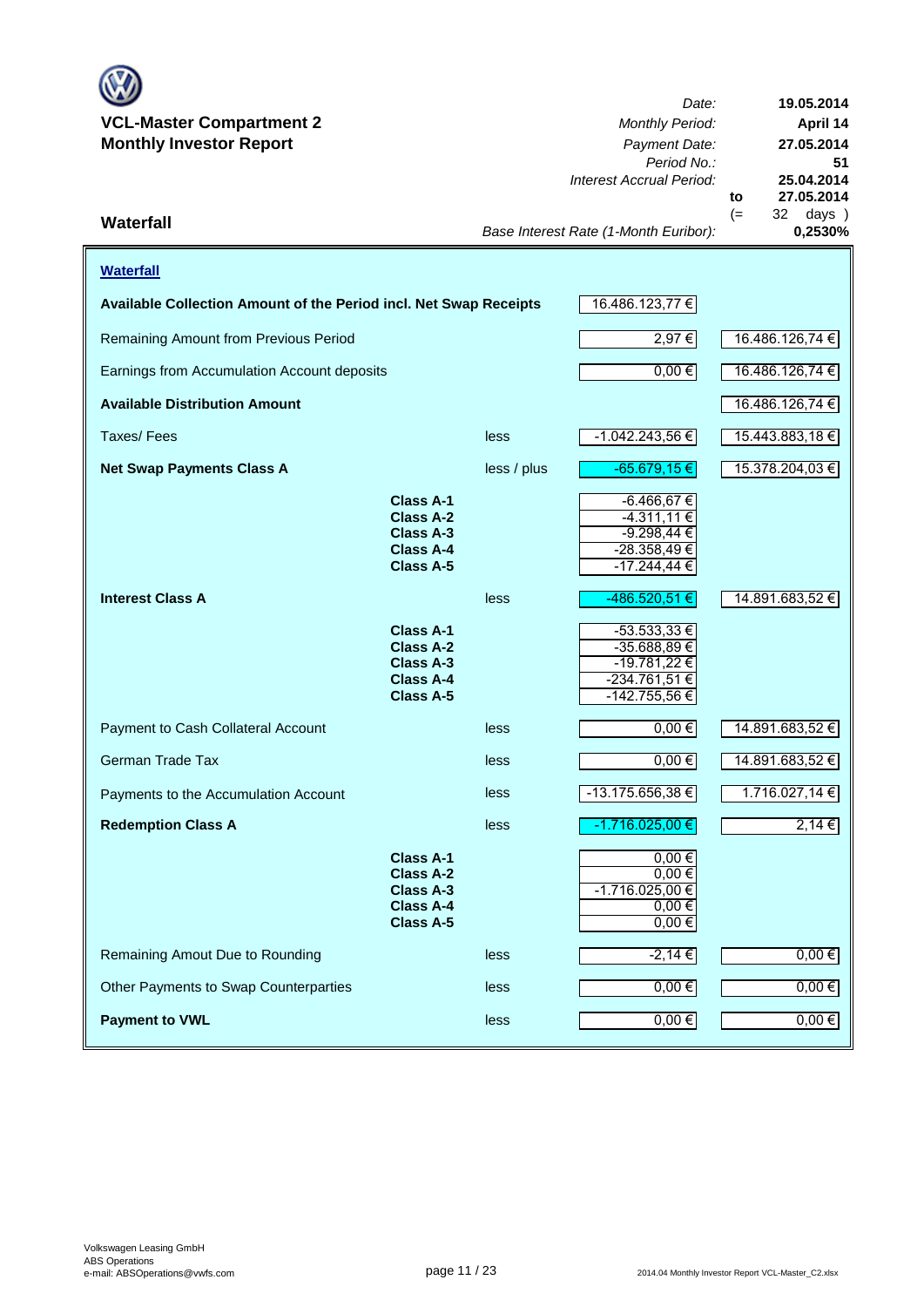**VCL-Master Compartment 2**
**Monthly Investor Report**

| | |
|---|---|
| *Date:* | **19.05.2014** |
| *Monthly Period:* | **April 14** |
| *Payment Date:* | **27.05.2014** |
| *Period No.:* | **51** |
| *Interest Accrual Period:* | **25.04.2014** |
| to | **27.05.2014** |
| (= | 32 days ) |
| *Base Interest Rate (1-Month Euribor):* | **0,2530%** |

## Waterfall

**Waterfall**

| | | | | |
|---|---|---|---|---|
| **Available Collection Amount of the Period incl. Net Swap Receipts** | | | 16.486.123,77 € | |
| Remaining Amount from Previous Period | | | 2,97 € | 16.486.126,74 € |
| Earnings from Accumulation Account deposits | | | 0,00 € | 16.486.126,74 € |
| **Available Distribution Amount** | | | | 16.486.126,74 € |
| Taxes/ Fees | | less | -1.042.243,56 € | 15.443.883,18 € |
| **Net Swap Payments Class A** | | less / plus | -65.679,15 € | 15.378.204,03 € |
| | **Class A-1** | | -6.466,67 € | |
| | **Class A-2** | | -4.311,11 € | |
| | **Class A-3** | | -9.298,44 € | |
| | **Class A-4** | | -28.358,49 € | |
| | **Class A-5** | | -17.244,44 € | |
| **Interest Class A** | | less | -486.520,51 € | 14.891.683,52 € |
| | **Class A-1** | | -53.533,33 € | |
| | **Class A-2** | | -35.688,89 € | |
| | **Class A-3** | | -19.781,22 € | |
| | **Class A-4** | | -234.761,51 € | |
| | **Class A-5** | | -142.755,56 € | |
| Payment to Cash Collateral Account | | less | 0,00 € | 14.891.683,52 € |
| German Trade Tax | | less | 0,00 € | 14.891.683,52 € |
| Payments to the Accumulation Account | | less | -13.175.656,38 € | 1.716.027,14 € |
| **Redemption Class A** | | less | -1.716.025,00 € | 2,14 € |
| | **Class A-1** | | 0,00 € | |
| | **Class A-2** | | 0,00 € | |
| | **Class A-3** | | -1.716.025,00 € | |
| | **Class A-4** | | 0,00 € | |
| | **Class A-5** | | 0,00 € | |
| Remaining Amout Due to Rounding | | less | -2,14 € | 0,00 € |
| Other Payments to Swap Counterparties | | less | 0,00 € | 0,00 € |
| **Payment to VWL** | | less | 0,00 € | 0,00 € |

Volkswagen Leasing GmbH
ABS Operations
e-mail: ABSOperations@vwfs.com

2014.04 Monthly Investor Report VCL-Master_C2.xlsx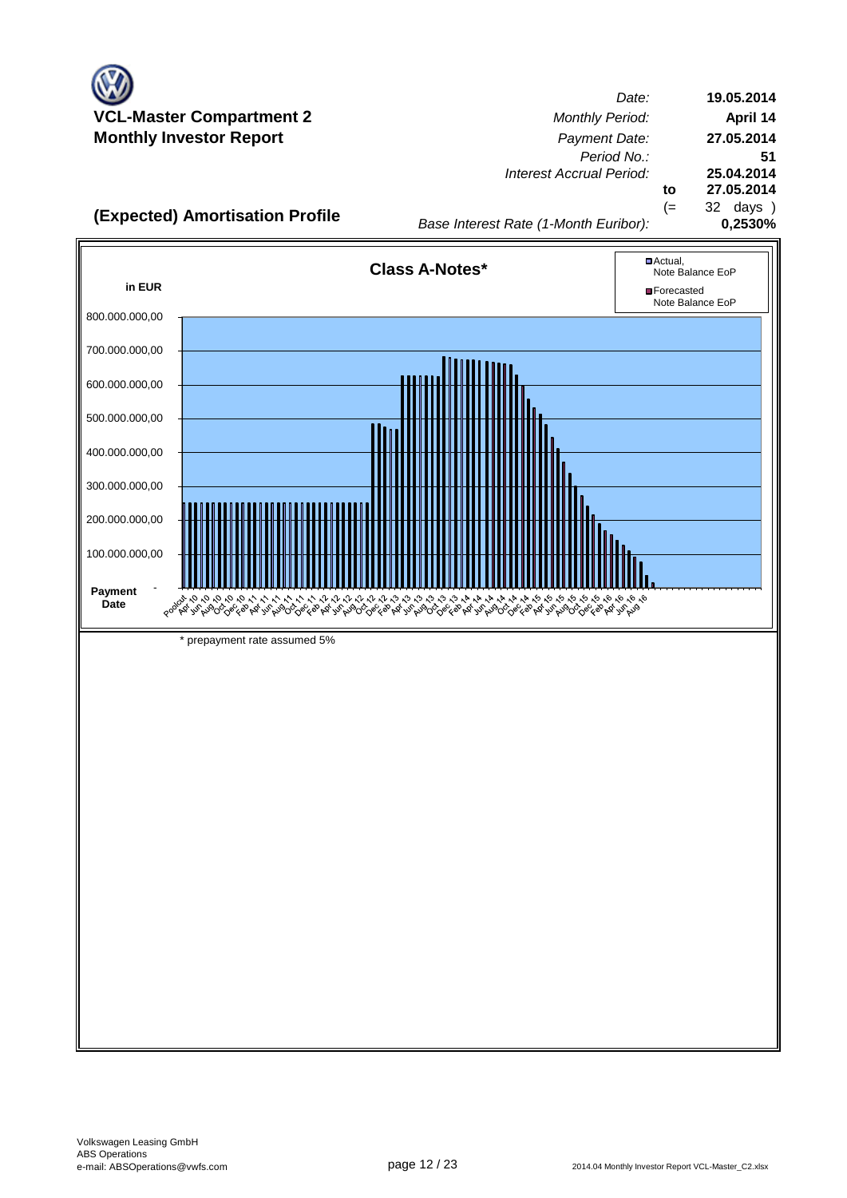**VCL-Master Compartment 2**
**Monthly Investor Report**

| | |
|---|---|
| *Date:* | **19.05.2014** |
| *Monthly Period:* | **April 14** |
| *Payment Date:* | **27.05.2014** |
| *Period No.:* | **51** |
| *Interest Accrual Period:* | **25.04.2014** |
| **to** | **27.05.2014** |
| (= | 32 days ) |
| *Base Interest Rate (1-Month Euribor):* | **0,2530%** |

## (Expected) Amortisation Profile

**Class A-Notes***

in EUR

Legend: Actual, Note Balance EoP; Forecasted Note Balance EoP

Y-axis: 800.000.000,00; 700.000.000,00; 600.000.000,00; 500.000.000,00; 400.000.000,00; 300.000.000,00; 200.000.000,00; 100.000.000,00; -

X-axis (Payment Date): Poolcut, Apr 10, Jun 10, Aug 10, Oct 10, Dec 10, Feb 11, Apr 11, Jun 11, Aug 11, Oct 11, Dec 11, Feb 12, Apr 12, Jun 12, Aug 12, Oct 12, Dec 12, Feb 13, Apr 13, Jun 13, Aug 13, Oct 13, Dec 13, Feb 14, Apr 14, Jun 14, Aug 14, Oct 14, Dec 14, Feb 15, Apr 15, Jun 15, Aug 15, Oct 15, Dec 15, Feb 16, Apr 16, Jun 16, Aug 16

\* prepayment rate assumed 5%

Volkswagen Leasing GmbH
ABS Operations
e-mail: ABSOperations@vwfs.com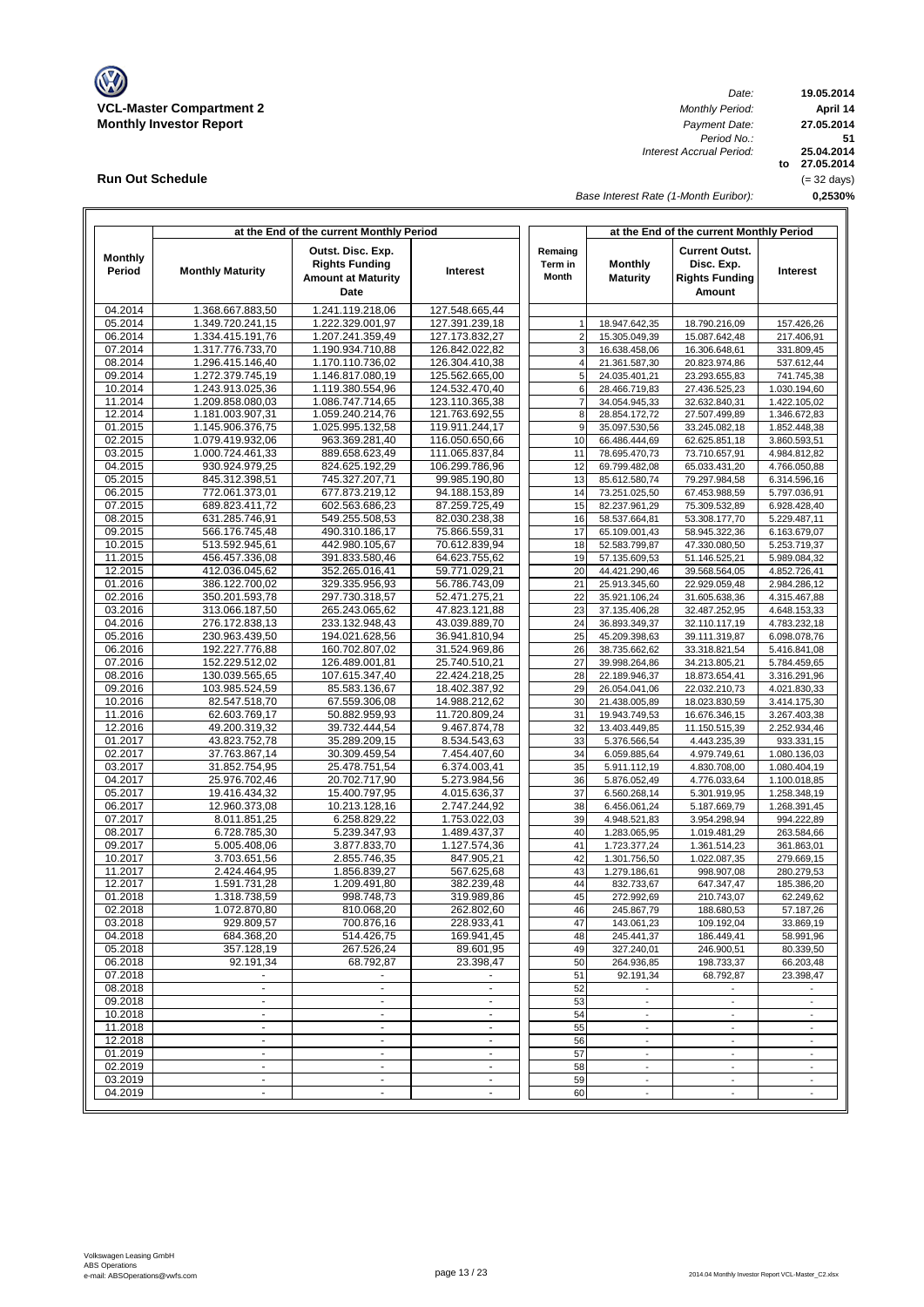**VCL-Master Compartment 2**
**Monthly Investor Report**

| | |
|---|---|
| *Date:* | **19.05.2014** |
| *Monthly Period:* | **April 14** |
| *Payment Date:* | **27.05.2014** |
| *Period No.:* | **51** |
| *Interest Accrual Period:* | **25.04.2014** |
| | **to 27.05.2014** |
| | (= 32 days) |
| *Base Interest Rate (1-Month Euribor):* | **0,2530%** |

## Run Out Schedule

| Monthly Period | Monthly Maturity | Outst. Disc. Exp. Rights Funding Amount at Maturity Date | Interest | Remaing Term in Month | Monthly Maturity | Current Outst. Disc. Exp. Rights Funding Amount | Interest |
|---|---|---|---|---|---|---|---|
| | at the End of the current Monthly Period | | | | at the End of the current Monthly Period | | |
| 04.2014 | 1.368.667.883,50 | 1.241.119.218,06 | 127.548.665,44 | | | | |
| 05.2014 | 1.349.720.241,15 | 1.222.329.001,97 | 127.391.239,18 | 1 | 18.947.642,35 | 18.790.216,09 | 157.426,26 |
| 06.2014 | 1.334.415.191,76 | 1.207.241.359,49 | 127.173.832,27 | 2 | 15.305.049,39 | 15.087.642,48 | 217.406,91 |
| 07.2014 | 1.317.776.733,70 | 1.190.934.710,88 | 126.842.022,82 | 3 | 16.638.458,06 | 16.306.648,61 | 331.809,45 |
| 08.2014 | 1.296.415.146,40 | 1.170.110.736,02 | 126.304.410,38 | 4 | 21.361.587,30 | 20.823.974,86 | 537.612,44 |
| 09.2014 | 1.272.379.745,19 | 1.146.817.080,19 | 125.562.665,00 | 5 | 24.035.401,21 | 23.293.655,83 | 741.745,38 |
| 10.2014 | 1.243.913.025,36 | 1.119.380.554,96 | 124.532.470,40 | 6 | 28.466.719,83 | 27.436.525,23 | 1.030.194,60 |
| 11.2014 | 1.209.858.080,03 | 1.086.747.714,65 | 123.110.365,38 | 7 | 34.054.945,33 | 32.632.840,31 | 1.422.105,02 |
| 12.2014 | 1.181.003.907,31 | 1.059.240.214,76 | 121.763.692,55 | 8 | 28.854.172,72 | 27.507.499,89 | 1.346.672,83 |
| 01.2015 | 1.145.906.376,75 | 1.025.995.132,58 | 119.911.244,17 | 9 | 35.097.530,56 | 33.245.082,18 | 1.852.448,38 |
| 02.2015 | 1.079.419.932,06 | 963.369.281,40 | 116.050.650,66 | 10 | 66.486.444,69 | 62.625.851,18 | 3.860.593,51 |
| 03.2015 | 1.000.724.461,33 | 889.658.623,49 | 111.065.837,84 | 11 | 78.695.470,73 | 73.710.657,91 | 4.984.812,82 |
| 04.2015 | 930.924.979,25 | 824.625.192,29 | 106.299.786,96 | 12 | 69.799.482,08 | 65.033.431,20 | 4.766.050,88 |
| 05.2015 | 845.312.398,51 | 745.327.207,71 | 99.985.190,80 | 13 | 85.612.580,74 | 79.297.984,58 | 6.314.596,16 |
| 06.2015 | 772.061.373,01 | 677.873.219,12 | 94.188.153,89 | 14 | 73.251.025,50 | 67.453.988,59 | 5.797.036,91 |
| 07.2015 | 689.823.411,72 | 602.563.686,23 | 87.259.725,49 | 15 | 82.237.961,29 | 75.309.532,89 | 6.928.428,40 |
| 08.2015 | 631.285.746,91 | 549.255.508,53 | 82.030.238,38 | 16 | 58.537.664,81 | 53.308.177,70 | 5.229.487,11 |
| 09.2015 | 566.176.745,48 | 490.310.186,17 | 75.866.559,31 | 17 | 65.109.001,43 | 58.945.322,36 | 6.163.679,07 |
| 10.2015 | 513.592.945,61 | 442.980.105,67 | 70.612.839,94 | 18 | 52.583.799,87 | 47.330.080,50 | 5.253.719,37 |
| 11.2015 | 456.457.336,08 | 391.833.580,46 | 64.623.755,62 | 19 | 57.135.609,53 | 51.146.525,21 | 5.989.084,32 |
| 12.2015 | 412.036.045,62 | 352.265.016,41 | 59.771.029,21 | 20 | 44.421.290,46 | 39.568.564,05 | 4.852.726,41 |
| 01.2016 | 386.122.700,02 | 329.335.956,93 | 56.786.743,09 | 21 | 25.913.345,60 | 22.929.059,48 | 2.984.286,12 |
| 02.2016 | 350.201.593,78 | 297.730.318,57 | 52.471.275,21 | 22 | 35.921.106,24 | 31.605.638,36 | 4.315.467,88 |
| 03.2016 | 313.066.187,50 | 265.243.065,62 | 47.823.121,88 | 23 | 37.135.406,28 | 32.487.252,95 | 4.648.153,33 |
| 04.2016 | 276.172.838,13 | 233.132.948,43 | 43.039.889,70 | 24 | 36.893.349,37 | 32.110.117,19 | 4.783.232,18 |
| 05.2016 | 230.963.439,50 | 194.021.628,56 | 36.941.810,94 | 25 | 45.209.398,63 | 39.111.319,87 | 6.098.078,76 |
| 06.2016 | 192.227.776,88 | 160.702.807,02 | 31.524.969,86 | 26 | 38.735.662,62 | 33.318.821,54 | 5.416.841,08 |
| 07.2016 | 152.229.512,02 | 126.489.001,81 | 25.740.510,21 | 27 | 39.998.264,86 | 34.213.805,21 | 5.784.459,65 |
| 08.2016 | 130.039.565,65 | 107.615.347,40 | 22.424.218,25 | 28 | 22.189.946,37 | 18.873.654,41 | 3.316.291,96 |
| 09.2016 | 103.985.524,59 | 85.583.136,67 | 18.402.387,92 | 29 | 26.054.041,06 | 22.032.210,73 | 4.021.830,33 |
| 10.2016 | 82.547.518,70 | 67.559.306,08 | 14.988.212,62 | 30 | 21.438.005,89 | 18.023.830,59 | 3.414.175,30 |
| 11.2016 | 62.603.769,17 | 50.882.959,93 | 11.720.809,24 | 31 | 19.943.749,53 | 16.676.346,15 | 3.267.403,38 |
| 12.2016 | 49.200.319,32 | 39.732.444,54 | 9.467.874,78 | 32 | 13.403.449,85 | 11.150.515,39 | 2.252.934,46 |
| 01.2017 | 43.823.752,78 | 35.289.209,15 | 8.534.543,63 | 33 | 5.376.566,54 | 4.443.235,39 | 933.331,15 |
| 02.2017 | 37.763.867,14 | 30.309.459,54 | 7.454.407,60 | 34 | 6.059.885,64 | 4.979.749,61 | 1.080.136,03 |
| 03.2017 | 31.852.754,95 | 25.478.751,54 | 6.374.003,41 | 35 | 5.911.112,19 | 4.830.708,00 | 1.080.404,19 |
| 04.2017 | 25.976.702,46 | 20.702.717,90 | 5.273.984,56 | 36 | 5.876.052,49 | 4.776.033,64 | 1.100.018,85 |
| 05.2017 | 19.416.434,32 | 15.400.797,95 | 4.015.636,37 | 37 | 6.560.268,14 | 5.301.919,95 | 1.258.348,19 |
| 06.2017 | 12.960.373,08 | 10.213.128,16 | 2.747.244,92 | 38 | 6.456.061,24 | 5.187.669,79 | 1.268.391,45 |
| 07.2017 | 8.011.851,25 | 6.258.829,22 | 1.753.022,03 | 39 | 4.948.521,83 | 3.954.298,94 | 994.222,89 |
| 08.2017 | 6.728.785,30 | 5.239.347,93 | 1.489.437,37 | 40 | 1.283.065,95 | 1.019.481,29 | 263.584,66 |
| 09.2017 | 5.005.408,06 | 3.877.833,70 | 1.127.574,36 | 41 | 1.723.377,24 | 1.361.514,23 | 361.863,01 |
| 10.2017 | 3.703.651,56 | 2.855.746,35 | 847.905,21 | 42 | 1.301.756,50 | 1.022.087,35 | 279.669,15 |
| 11.2017 | 2.424.464,95 | 1.856.839,27 | 567.625,68 | 43 | 1.279.186,61 | 998.907,08 | 280.279,53 |
| 12.2017 | 1.591.731,28 | 1.209.491,80 | 382.239,48 | 44 | 832.733,67 | 647.347,47 | 185.386,20 |
| 01.2018 | 1.318.738,59 | 998.748,73 | 319.989,86 | 45 | 272.992,69 | 210.743,07 | 62.249,62 |
| 02.2018 | 1.072.870,80 | 810.068,20 | 262.802,60 | 46 | 245.867,79 | 188.680,53 | 57.187,26 |
| 03.2018 | 929.809,57 | 700.876,16 | 228.933,41 | 47 | 143.061,23 | 109.192,04 | 33.869,19 |
| 04.2018 | 684.368,20 | 514.426,75 | 169.941,45 | 48 | 245.441,37 | 186.449,41 | 58.991,96 |
| 05.2018 | 357.128,19 | 267.526,24 | 89.601,95 | 49 | 327.240,01 | 246.900,51 | 80.339,50 |
| 06.2018 | 92.191,34 | 68.792,87 | 23.398,47 | 50 | 264.936,85 | 198.733,37 | 66.203,48 |
| 07.2018 | - | - | - | 51 | 92.191,34 | 68.792,87 | 23.398,47 |
| 08.2018 | - | - | - | 52 | - | - | - |
| 09.2018 | - | - | - | 53 | - | - | - |
| 10.2018 | - | - | - | 54 | - | - | - |
| 11.2018 | - | - | - | 55 | - | - | - |
| 12.2018 | - | - | - | 56 | - | - | - |
| 01.2019 | - | - | - | 57 | - | - | - |
| 02.2019 | - | - | - | 58 | - | - | - |
| 03.2019 | - | - | - | 59 | - | - | - |
| 04.2019 | - | - | - | 60 | - | - | - |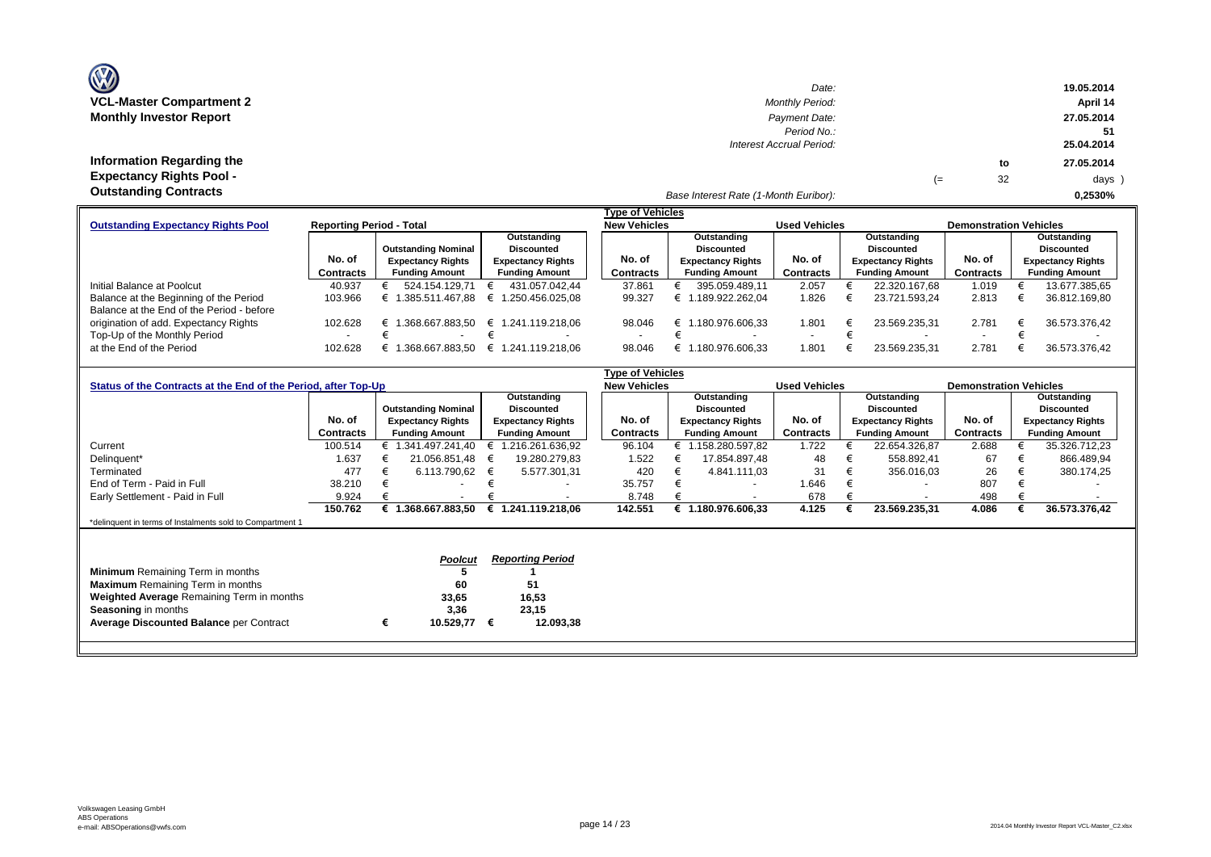**VCL-Master Compartment 2**
**Monthly Investor Report**

| | |
|---|---|
| Date: | 19.05.2014 |
| Monthly Period: | April 14 |
| Payment Date: | 27.05.2014 |
| Period No.: | 51 |
| Interest Accrual Period: | 25.04.2014 to 27.05.2014 (= 32 days ) |
| Base Interest Rate (1-Month Euribor): | 0,2530% |

## Information Regarding the Expectancy Rights Pool - Outstanding Contracts

| Outstanding Expectancy Rights Pool | Reporting Period - Total | | | Type of Vehicles: New Vehicles | | Used Vehicles | | Demonstration Vehicles | |
|---|---|---|---|---|---|---|---|---|---|
| | No. of Contracts | Outstanding Nominal Expectancy Rights Funding Amount | Outstanding Discounted Expectancy Rights Funding Amount | No. of Contracts | Outstanding Discounted Expectancy Rights Funding Amount | No. of Contracts | Outstanding Discounted Expectancy Rights Funding Amount | No. of Contracts | Outstanding Discounted Expectancy Rights Funding Amount |
| Initial Balance at Poolcut | 40.937 | € 524.154.129,71 | € 431.057.042,44 | 37.861 | € 395.059.489,11 | 2.057 | € 22.320.167,68 | 1.019 | € 13.677.385,65 |
| Balance at the Beginning of the Period | 103.966 | € 1.385.511.467,88 | € 1.250.456.025,08 | 99.327 | € 1.189.922.262,04 | 1.826 | € 23.721.593,24 | 2.813 | € 36.812.169,80 |
| Balance at the End of the Period - before origination of add. Expectancy Rights | 102.628 | € 1.368.667.883,50 | € 1.241.119.218,06 | 98.046 | € 1.180.976.606,33 | 1.801 | € 23.569.235,31 | 2.781 | € 36.573.376,42 |
| Top-Up of the Monthly Period | - | € - | € - | - | € - | - | € - | - | € - |
| at the End of the Period | 102.628 | € 1.368.667.883,50 | € 1.241.119.218,06 | 98.046 | € 1.180.976.606,33 | 1.801 | € 23.569.235,31 | 2.781 | € 36.573.376,42 |

| Status of the Contracts at the End of the Period, after Top-Up | | | | Type of Vehicles: New Vehicles | | Used Vehicles | | Demonstration Vehicles | |
|---|---|---|---|---|---|---|---|---|---|
| | No. of Contracts | Outstanding Nominal Expectancy Rights Funding Amount | Outstanding Discounted Expectancy Rights Funding Amount | No. of Contracts | Outstanding Discounted Expectancy Rights Funding Amount | No. of Contracts | Outstanding Discounted Expectancy Rights Funding Amount | No. of Contracts | Outstanding Discounted Expectancy Rights Funding Amount |
| Current | 100.514 | € 1.341.497.241,40 | € 1.216.261.636,92 | 96.104 | € 1.158.280.597,82 | 1.722 | € 22.654.326,87 | 2.688 | € 35.326.712,23 |
| Delinquent* | 1.637 | € 21.056.851,48 | € 19.280.279,83 | 1.522 | € 17.854.897,48 | 48 | € 558.892,41 | 67 | € 866.489,94 |
| Terminated | 477 | € 6.113.790,62 | € 5.577.301,31 | 420 | € 4.841.111,03 | 31 | € 356.016,03 | 26 | € 380.174,25 |
| End of Term - Paid in Full | 38.210 | € - | € - | 35.757 | € - | 1.646 | € - | 807 | € - |
| Early Settlement - Paid in Full | 9.924 | € - | € - | 8.748 | € - | 678 | € - | 498 | € - |
| | **150.762** | **€ 1.368.667.883,50** | **€ 1.241.119.218,06** | **142.551** | **€ 1.180.976.606,33** | **4.125** | **€ 23.569.235,31** | **4.086** | **€ 36.573.376,42** |

*delinquent in terms of Instalments sold to Compartment 1

| | *Poolcut* | *Reporting Period* |
|---|---|---|
| **Minimum** Remaining Term in months | 5 | 1 |
| **Maximum** Remaining Term in months | 60 | 51 |
| **Weighted Average** Remaining Term in months | 33,65 | 16,53 |
| **Seasoning** in months | 3,36 | 23,15 |
| **Average Discounted Balance** per Contract | € 10.529,77 | € 12.093,38 |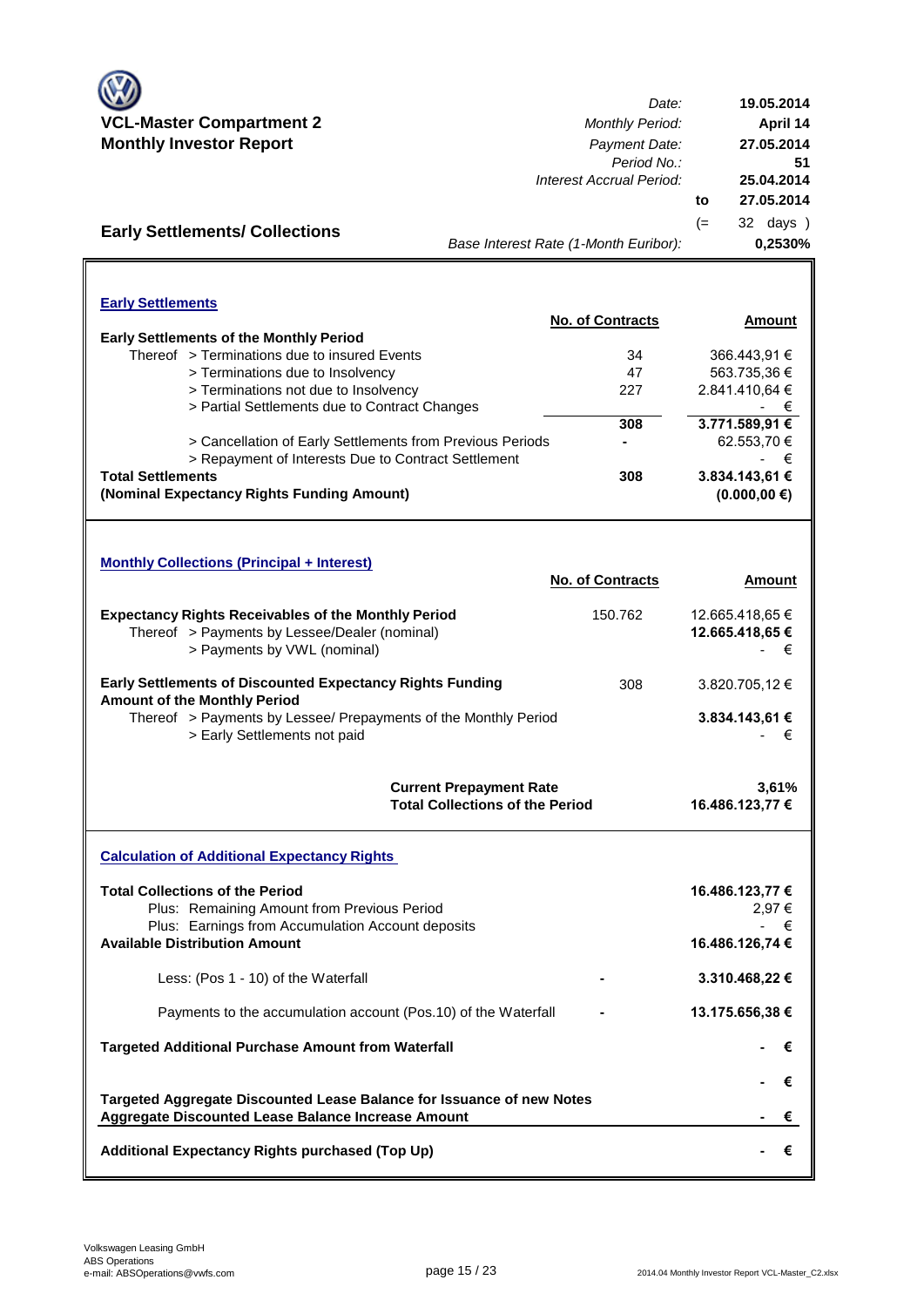**VCL-Master Compartment 2**
**Monthly Investor Report**

| | |
|---|---|
| *Date:* | **19.05.2014** |
| *Monthly Period:* | **April 14** |
| *Payment Date:* | **27.05.2014** |
| *Period No.:* | **51** |
| *Interest Accrual Period:* | **25.04.2014** |
| to | **27.05.2014** |
| (= | 32 days ) |
| *Base Interest Rate (1-Month Euribor):* | **0,2530%** |

## Early Settlements/ Collections

### Early Settlements

| | No. of Contracts | Amount |
|---|---|---|
| **Early Settlements of the Monthly Period** | | |
| Thereof > Terminations due to insured Events | 34 | 366.443,91 € |
| > Terminations due to Insolvency | 47 | 563.735,36 € |
| > Terminations not due to Insolvency | 227 | 2.841.410,64 € |
| > Partial Settlements due to Contract Changes | | - € |
| | **308** | **3.771.589,91 €** |
| > Cancellation of Early Settlements from Previous Periods | **-** | 62.553,70 € |
| > Repayment of Interests Due to Contract Settlement | | - € |
| **Total Settlements** | **308** | **3.834.143,61 €** |
| **(Nominal Expectancy Rights Funding Amount)** | | **(0.000,00 €)** |

### Monthly Collections (Principal + Interest)

| | No. of Contracts | Amount |
|---|---|---|
| **Expectancy Rights Receivables of the Monthly Period** | 150.762 | 12.665.418,65 € |
| Thereof > Payments by Lessee/Dealer (nominal) | | **12.665.418,65 €** |
| > Payments by VWL (nominal) | | - € |
| **Early Settlements of Discounted Expectancy Rights Funding Amount of the Monthly Period** | 308 | 3.820.705,12 € |
| Thereof > Payments by Lessee/ Prepayments of the Monthly Period | | **3.834.143,61 €** |
| > Early Settlements not paid | | - € |
| **Current Prepayment Rate** | | **3,61%** |
| **Total Collections of the Period** | | **16.486.123,77 €** |

### Calculation of Additional Expectancy Rights

| | | |
|---|---|---|
| **Total Collections of the Period** | | **16.486.123,77 €** |
| Plus: Remaining Amount from Previous Period | | 2,97 € |
| Plus: Earnings from Accumulation Account deposits | | - € |
| **Available Distribution Amount** | | **16.486.126,74 €** |
| Less: (Pos 1 - 10) of the Waterfall | **-** | **3.310.468,22 €** |
| Payments to the accumulation account (Pos.10) of the Waterfall | **-** | **13.175.656,38 €** |
| **Targeted Additional Purchase Amount from Waterfall** | | **- €** |
| | | **- €** |
| **Targeted Aggregate Discounted Lease Balance for Issuance of new Notes** | | |
| **Aggregate Discounted Lease Balance Increase Amount** | | **- €** |
| **Additional Expectancy Rights purchased (Top Up)** | | **- €** |

Volkswagen Leasing GmbH
ABS Operations
e-mail: ABSOperations@vwfs.com

2014.04 Monthly Investor Report VCL-Master_C2.xlsx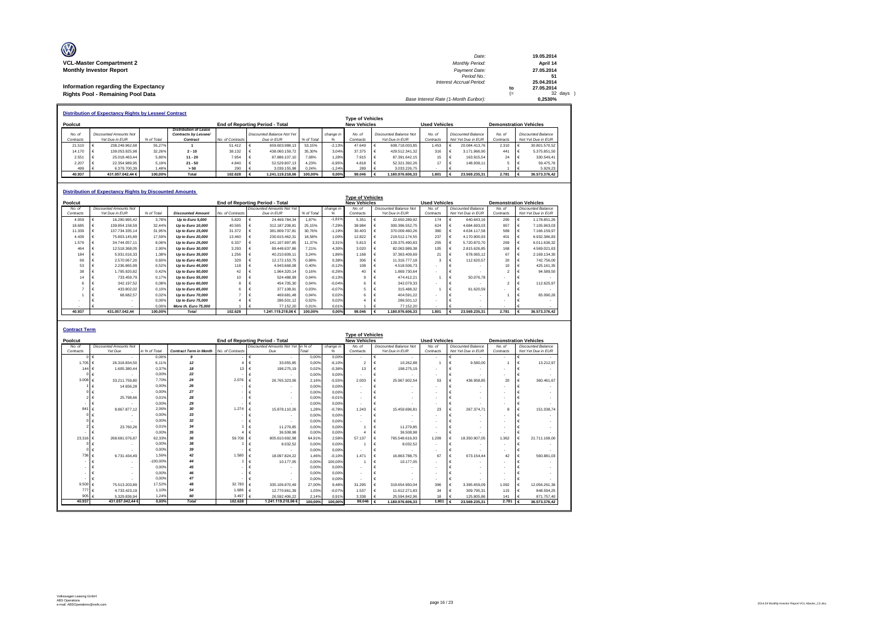**VCL-Master Compartment 2**
**Monthly Investor Report**

**Information regarding the Expectancy Rights Pool - Remaining Pool Data**

| | | |
|---|---|---|
| Date: | 19.05.2014 | |
| Monthly Period: | April 14 | |
| Payment Date: | 27.05.2014 | |
| Period No.: | 51 | |
| Interest Accrual Period: | 25.04.2014 | to 27.05.2014 (= 32 days ) |
| Base Interest Rate (1-Month Euribor): | 0,2530% | |

## Distribution of Expectancy Rights by Lessee/ Contract

| Poolcut | | | | End of Reporting Period - Total | | | | Type of Vehicles New Vehicles | | Used Vehicles | | Demonstration Vehicles | |
|---|---|---|---|---|---|---|---|---|---|---|---|---|---|
| No. of Contracts | Discounted Amounts Not Yet Due in EUR | % of Total | Distribution of Lease Contracts by Lessee/ Contract | No. of Contracts | Discounted Balance Not Yet Due in EUR | % of Total | change in % | No. of Contracts | Discounted Balance Not Yet Due in EUR | No. of Contracts | Discounted Balance Not Yet Due in EUR | No. of Contracts | Discounted Balance Not Yet Due in EUR |
| 21.510 | € 238.249.962,68 | 55,27% | 1 | 51.412 | € 659.603.988,13 | 53,15% | -2,13% | 47.649 | € 608.718.003,85 | 1.453 | € 20.084.413,76 | 2.310 | € 30.801.570,52 |
| 14.170 | € 139.053.925,98 | 32,26% | 2 - 10 | 38.132 | € 438.060.159,72 | 35,30% | 3,04% | 37.375 | € 429.512.341,32 | 316 | € 3.171.966,90 | 441 | € 5.375.851,50 |
| 2.551 | € 25.018.463,44 | 5,80% | 11 - 20 | 7.954 | € 87.886.107,10 | 7,08% | 1,28% | 7.915 | € 87.391.642,15 | 15 | € 163.915,54 | 24 | € 330.549,41 |
| 2.207 | € 22.354.989,95 | 5,19% | 21 - 50 | 4.840 | € 52.529.807,13 | 4,23% | -0,95% | 4.818 | € 52.321.392,26 | 17 | € 148.939,11 | 5 | € 59.475,76 |
| 499 | € 6.379.700,39 | 1,48% | > 50 | 290 | € 3.039.155,98 | 0,24% | -1,24% | 289 | € 3.033.226,75 | - | € - | 1 | € 5.929,23 |
| 40.937 | 431.057.042,44 € | 100,00% | Total | 102.628 | € 1.241.119.218,06 | 100,00% | 0,00% | 98.046 | € 1.180.976.606,33 | 1.801 | € 23.569.235,31 | 2.781 | € 36.573.376,42 |

## Distribution of Expectancy Rights by Discounted Amounts

| Poolcut | | | | End of Reporting Period - Total | | | | Type of Vehicles New Vehicles | | Used Vehicles | | Demonstration Vehicles | |
|---|---|---|---|---|---|---|---|---|---|---|---|---|---|
| No. of Contracts | Discounted Amounts Not Yet Due in EUR | % of Total | Discounted Amount | No. of Contracts | Discounted Amounts Not Yet Due in EUR | % of Total | change in % | No. of Contracts | Discounted Balance Not Yet Due in EUR | No. of Contracts | Discounted Balance Not Yet Due in EUR | No. of Contracts | Discounted Balance Not Yet Due in EUR |
| 4.059 | € 16.290.965,42 | 3,78% | Up to Euro 5,000 | 5.820 | € 24.469.784,34 | 1,97% | -1,81% | 5.351 | € 22.650.289,92 | 174 | € 640.643,16 | 295 | € 1.178.851,26 |
| 18.685 | € 139.854.158,59 | 32,44% | Up to Euro 10,000 | 40.565 | € 312.187.208,81 | 25,15% | -7,29% | 38.984 | € 300.396.552,75 | 624 | € 4.684.693,03 | 957 | € 7.105.963,03 |
| 11.339 | € 137.734.335,14 | 31,95% | Up to Euro 15,000 | 31.372 | € 381.809.737,81 | 30,76% | -1,19% | 30.403 | € 370.009.460,26 | 380 | € 4.634.117,58 | 589 | € 7.166.159,97 |
| 4.439 | € 75.803.145,89 | 17,59% | Up to Euro 20,000 | 13.460 | € 230.615.462,31 | 18,58% | 1,00% | 12.822 | € 219.512.174,55 | 237 | € 4.170.900,93 | 401 | € 6.932.386,83 |
| 1.579 | € 34.744.057,11 | 8,06% | Up to Euro 25,000 | 6.337 | € 141.107.997,85 | 11,37% | 3,31% | 5.813 | € 129.375.490,83 | 255 | € 5.720.870,70 | 269 | € 6.011.636,32 |
| 464 | € 12.518.368,05 | 2,90% | Up to Euro 30,000 | 3.293 | € 89.448.637,86 | 7,21% | 4,30% | 3.020 | € 82.063.989,38 | 105 | € 2.815.626,85 | 168 | € 4.569.021,63 |
| 184 | € 5.931.016,33 | 1,38% | Up to Euro 35,000 | 1.256 | € 40.210.609,11 | 3,24% | 1,86% | 1.168 | € 37.363.409,69 | 21 | € 678.065,12 | 67 | € 2.169.134,30 |
| 69 | € 2.570.067,20 | 0,60% | Up to Euro 40,000 | 329 | € 12.172.153,75 | 0,98% | 0,38% | 306 | € 11.316.777,18 | 3 | € 112.620,57 | 20 | € 742.756,00 |
| 53 | € 2.236.865,99 | 0,52% | Up to Euro 45,000 | 118 | € 4.943.668,08 | 0,40% | -0,12% | 108 | € 4.518.506,73 | - | € - | 10 | € 425.161,35 |
| 38 | € 1.795.920,82 | 0,42% | Up to Euro 50,000 | 42 | € 1.964.320,14 | 0,16% | -0,26% | 40 | € 1.869.730,64 | - | € - | 2 | € 94.589,50 |
| 14 | € 733.459,79 | 0,17% | Up to Euro 55,000 | 10 | € 524.488,99 | 0,04% | -0,13% | 9 | € 474.412,21 | 1 | € 50.076,78 | - | € - |
| 6 | € 342.197,52 | 0,08% | Up to Euro 60,000 | 8 | € 454.705,30 | 0,04% | -0,04% | 6 | € 342.079,33 | - | € - | 2 | € 112.625,97 |
| 7 | € 433.802,02 | 0,10% | Up to Euro 65,000 | 6 | € 377.108,91 | 0,03% | -0,07% | 5 | € 315.488,32 | 1 | € 61.620,59 | - | € - |
| 1 | € 68.682,57 | 0,02% | Up to Euro 70,000 | 7 | € 469.681,48 | 0,04% | 0,02% | 6 | € 404.591,22 | - | € - | 1 | € 65.090,26 |
| - | € - | 0,00% | Up to Euro 75,000 | 4 | € 286.501,12 | 0,02% | 0,02% | 4 | € 286.501,12 | - | € - | - | € - |
| - | € - | 0,00% | More th. Euro 75,000 | 1 | € 77.152,20 | 0,01% | 0,01% | 1 | € 77.152,20 | - | € - | - | € - |
| 40.937 | 431.057.042,44 | 100,00% | Total | 102.628 | 1.241.119.218,06 € | 100,00% | 0,00% | 98.046 | € 1.180.976.606,33 | 1.801 | € 23.569.235,31 | 2.781 | € 36.573.376,42 |

## Contract Term

| Poolcut | | | | End of Reporting Period - Total | | | | Type of Vehicles New Vehicles | | Used Vehicles | | Demonstration Vehicles | |
|---|---|---|---|---|---|---|---|---|---|---|---|---|---|
| No. of Contracts | Discounted Amounts Not Yet Due | in % of Total | Contract Term in Month | No. of Contracts | Discounted Amounts Not Yet Due | in % of Total | change in % | No. of Contracts | Discounted Balance Not Yet Due in EUR | No. of Contracts | Discounted Balance Not Yet Due in EUR | No. of Contracts | Discounted Balance Not Yet Due in EUR |
| 0 | € - | 0,00% | 9 | - | € - | 0,00% | 0,00% | - | € - | - | € - | - | € - |
| 1.705 | € 26.318.834,50 | 6,11% | 12 | 4 | € 33.055,85 | 0,00% | -6,10% | 2 | € 10.262,88 | 1 | € 9.580,00 | 1 | € 13.212,97 |
| 144 | € 1.605.380,44 | 0,37% | 18 | 13 | € 198.275,19 | 0,02% | -0,36% | 13 | € 198.275,19 | - | € - | - | € - |
| 0 | € - | 0,00% | 22 | - | € - | 0,00% | 0,00% | - | € - | - | € - | - | € - |
| 3.008 | € 33.211.759,80 | 7,70% | 24 | 2.076 | € 26.765.323,06 | 2,16% | -5,55% | 2.003 | € 25.967.902,54 | 53 | € 436.958,85 | 20 | € 360.461,67 |
| 1 | € 14.656,28 | 0,00% | 26 | - | € - | 0,00% | 0,00% | - | € - | - | € - | - | € - |
| 0 | € - | 0,00% | 27 | - | € - | 0,00% | 0,00% | - | € - | - | € - | - | € - |
| 2 | € 25.798,66 | 0,01% | 28 | - | € - | 0,00% | -0,01% | - | € - | - | € - | - | € - |
| - | € - | 0,00% | 29 | - | € - | 0,00% | 0,00% | - | € - | - | € - | - | € - |
| 841 | € 8.867.877,12 | 2,06% | 30 | 1.274 | € 15.878.110,26 | 1,28% | -0,78% | 1.243 | € 15.459.696,81 | 23 | € 267.374,71 | 8 | € 151.038,74 |
| 0 | € - | 0,00% | 33 | - | € - | 0,00% | 0,00% | - | € - | - | € - | - | € - |
| 0 | € - | 0,00% | 32 | - | € - | 0,00% | 0,00% | - | € - | - | € - | - | € - |
| 2 | € 23.760,26 | 0,01% | 34 | 1 | € 11.279,85 | 0,00% | 0,00% | 1 | € 11.279,85 | - | € - | - | € - |
| - | € - | 0,00% | 35 | 4 | € 36.508,98 | 0,00% | 0,00% | 4 | € 36.508,98 | - | € - | - | € - |
| 23.316 | € 268.681.076,87 | 62,33% | 36 | 59.708 | € 805.610.692,98 | 64,91% | 2,58% | 57.137 | € 765.548.616,93 | 1.209 | € 18.350.907,05 | 1.362 | € 21.711.169,00 |
| 0 | € - | 0,00% | 38 | 1 | € 8.032,52 | 0,00% | 0,00% | 1 | € 8.032,52 | - | € - | - | € - |
| 0 | € - | 0,00% | 39 | - | € - | 0,00% | 0,00% | - | € - | - | € - | - | € - |
| 736 | € 6.731.434,49 | 1,56% | 42 | 1.580 | € 18.097.824,22 | 1,46% | -0,10% | 1.471 | € 16.863.788,75 | 67 | € 673.154,44 | 42 | € 560.881,03 |
| - | € - | -100,00% | 44 | 1 | € 10.177,05 | 0,00% | 100,00% | 1 | € 10.177,05 | - | € - | - | € - |
| - | € - | 0,00% | 45 | - | € - | 0,00% | 0,00% | - | € - | - | € - | - | € - |
| - | € - | 0,00% | 46 | - | € - | 0,00% | 0,00% | - | € - | - | € - | - | € - |
| - | € - | 0,00% | 47 | - | € - | 0,00% | 0,00% | - | € - | - | € - | - | € - |
| 9.500 | € 75.513.203,89 | 17,52% | 48 | 32.783 | € 335.106.870,49 | 27,00% | 9,48% | 31.295 | € 319.654.950,04 | 396 | € 3.395.659,09 | 1.092 | € 12.056.261,36 |
| 777 | € 4.733.423,19 | 1,10% | 54 | 1.686 | € 12.770.661,39 | 1,03% | -0,07% | 1.537 | € 11.612.271,83 | 34 | € 309.795,31 | 115 | € 848.594,25 |
| 905 | € 5.329.836,94 | 1,24% | 60 | 3.497 | € 26.592.406,22 | 2,14% | 0,91% | 3.338 | € 25.594.842,96 | 18 | € 125.805,86 | 141 | € 871.757,40 |
| 40.937 | 431.057.042,44 € | 0,00% | Total | 102.628 | 1.241.119.218,06 € | 100,00% | 100,00% | 98.046 | € 1.180.976.606,33 | 1.801 | € 23.569.235,31 | 2.781 | € 36.573.376,42 |

Volkswagen Leasing GmbH
ABS Operations
e-mail: ABSOperations@vwfs.com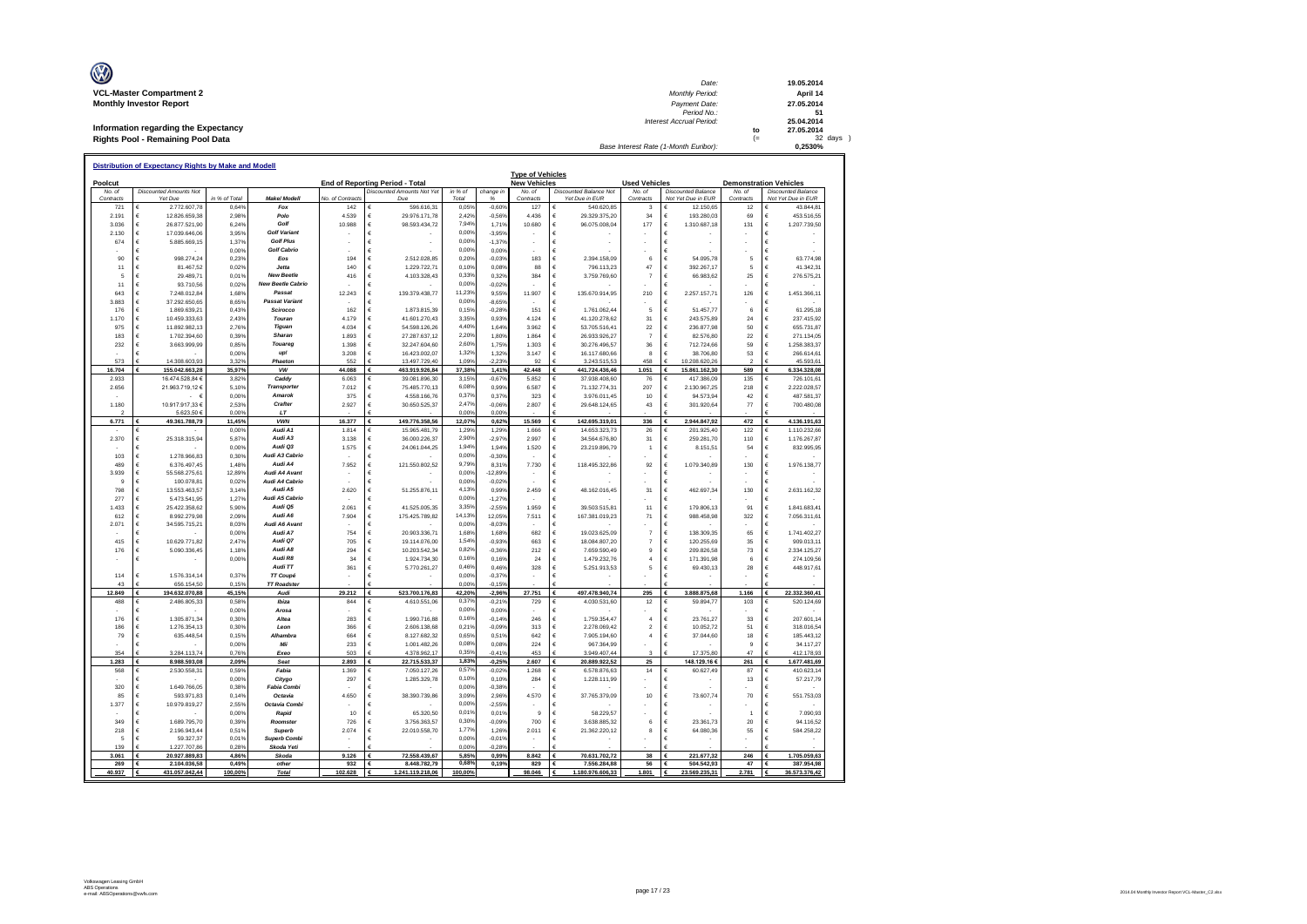**VCL-Master Compartment 2**
**Monthly Investor Report**

**Information regarding the Expectancy Rights Pool - Remaining Pool Data**

| | | |
|---|---|---|
| Date: | 19.05.2014 | |
| Monthly Period: | April 14 | |
| Payment Date: | 27.05.2014 | |
| Period No.: | 51 | |
| Interest Accrual Period: | 25.04.2014 | |
| | to 27.05.2014 | |
| | (= 32 days ) | |
| Base Interest Rate (1-Month Euribor): | 0,2530% | |

**Distribution of Expectancy Rights by Make and Modell**

| Poolcut | | | | End of Reporting Period - Total | | | | New Vehicles | | Used Vehicles | | Demonstration Vehicles | |
|---|---|---|---|---|---|---|---|---|---|---|---|---|---|
| No. of Contracts | Discounted Amounts Not Yet Due | in % of Total | Make/ Modell | No. of Contracts | Discounted Amounts Not Yet Due | in % of Total | change in % | No. of Contracts | Discounted Balance Not Yet Due in EUR | No. of Contracts | Discounted Balance Not Yet Due in EUR | No. of Contracts | Discounted Balance Not Yet Due in EUR |
| 721 | € 2.772.607,78 | 0,64% | Fox | 142 | € 596.616,31 | 0,05% | -0,60% | 127 | € 540.620,85 | 3 | € 12.150,65 | 12 | € 43.844,81 |
| 2.191 | € 12.826.659,38 | 2,98% | Polo | 4.539 | € 29.976.171,78 | 2,42% | -0,56% | 4.436 | € 29.329.375,20 | 34 | € 193.280,03 | 69 | € 453.516,55 |
| 3.036 | € 26.877.521,90 | 6,24% | Golf | 10.988 | € 98.593.434,72 | 7,94% | 1,71% | 10.680 | € 96.075.008,04 | 177 | € 1.310.687,18 | 131 | € 1.207.739,50 |
| 2.130 | € 17.039.646,06 | 3,95% | Golf Variant | - | € - | 0,00% | -3,95% | - | € - | - | € - | - | € - |
| 674 | € 5.885.669,15 | 1,37% | Golf Plus | - | € - | 0,00% | -1,37% | - | € - | - | € - | - | € - |
| - | € - | 0,00% | Golf Cabrio | - | € - | 0,00% | 0,00% | - | € - | - | € - | - | € - |
| 90 | € 998.274,24 | 0,23% | Eos | 194 | € 2.512.028,85 | 0,20% | -0,03% | 183 | € 2.394.158,09 | 6 | € 54.095,78 | 5 | € 63.774,98 |
| 11 | € 81.467,52 | 0,02% | Jetta | 140 | € 1.229.722,71 | 0,10% | 0,08% | 88 | € 796.113,23 | 47 | € 392.267,17 | 5 | € 41.342,31 |
| 5 | € 29.489,71 | 0,01% | New Beetle | 416 | € 4.103.328,43 | 0,33% | 0,32% | 384 | € 3.759.769,60 | 7 | € 66.983,62 | 25 | € 276.575,21 |
| 11 | € 93.710,56 | 0,02% | New Beetle Cabrio | - | € - | 0,00% | -0,02% | - | € - | - | € - | - | € - |
| 643 | € 7.248.012,84 | 1,68% | Passat | 12.243 | € 139.379.438,77 | 11,23% | 9,55% | 11.907 | € 135.670.914,95 | 210 | € 2.257.157,71 | 126 | € 1.451.366,11 |
| 3.883 | € 37.292.650,65 | 8,65% | Passat Variant | - | € - | 0,00% | -8,65% | - | € - | - | € - | - | € - |
| 176 | € 1.869.639,21 | 0,43% | Scirocco | 162 | € 1.873.815,39 | 0,15% | -0,28% | 151 | € 1.761.062,44 | 5 | € 51.457,77 | 6 | € 61.295,18 |
| 1.170 | € 10.459.333,63 | 2,43% | Touran | 4.179 | € 41.601.270,43 | 3,35% | 0,93% | 4.124 | € 41.120.278,62 | 31 | € 243.575,89 | 24 | € 237.415,92 |
| 975 | € 11.892.982,13 | 2,76% | Tiguan | 4.034 | € 54.598.126,26 | 4,40% | 1,64% | 3.962 | € 53.705.516,41 | 22 | € 236.877,98 | 50 | € 655.731,87 |
| 183 | € 1.702.394,60 | 0,39% | Sharan | 1.893 | € 27.287.637,12 | 2,20% | 1,80% | 1.864 | € 26.933.926,27 | 7 | € 82.576,80 | 22 | € 271.134,05 |
| 232 | € 3.663.999,99 | 0,85% | Touareg | 1.398 | € 32.247.604,60 | 2,60% | 1,75% | 1.303 | € 30.276.496,57 | 36 | € 712.724,66 | 59 | € 1.258.383,37 |
| - | € - | 0,00% | up! | 3.208 | € 16.423.002,07 | 1,32% | 1,32% | 3.147 | € 16.117.680,66 | 8 | € 38.706,80 | 53 | € 266.614,61 |
| 573 | € 14.308.603,93 | 3,32% | Phaeton | 552 | € 13.497.729,40 | 1,09% | -2,23% | 92 | € 3.243.515,53 | 458 | € 10.208.620,26 | 2 | € 45.593,61 |
| **16.704** | **€ 155.042.663,28** | **35,97%** | **VW** | **44.088** | **€ 463.919.926,84** | **37,38%** | **1,41%** | **42.448** | **€ 441.724.436,46** | **1.051** | **€ 15.861.162,30** | **589** | **€ 6.334.328,08** |
| 2.933 | 16.474.528,84 € | 3,82% | Caddy | 6.063 | € 39.081.896,30 | 3,15% | -0,67% | 5.852 | € 37.938.408,60 | 76 | € 417.386,09 | 135 | € 726.101,61 |
| 2.656 | 21.963.779,12 € | 5,10% | Transporter | 7.012 | € 75.485.770,13 | 6,08% | 0,99% | 6.587 | € 71.132.774,31 | 207 | € 2.130.967,25 | 218 | € 2.222.028,57 |
| - | - € | 0,00% | Amarok | 375 | € 4.558.166,76 | 0,37% | 0,37% | 323 | € 3.976.011,45 | 10 | € 94.573,94 | 42 | € 487.581,37 |
| 1.180 | 10.917.917,33 € | 2,53% | Crafter | 2.927 | € 30.650.525,37 | 2,47% | -0,06% | 2.807 | € 29.648.124,65 | 43 | € 301.920,64 | 77 | € 700.480,08 |
| 2 | 5.623,50 € | 0,00% | LT | - | € - | 0,00% | 0,00% | - | € - | - | € - | - | € - |
| **6.771** | **€ 49.361.788,79** | **11,45%** | **VWN** | **16.377** | **€ 149.776.358,56** | **12,07%** | **0,62%** | **15.569** | **€ 142.695.319,01** | **336** | **€ 2.944.847,92** | **472** | **€ 4.136.191,63** |
| - | € - | 0,00% | Audi A1 | 1.814 | € 15.965.481,79 | 1,29% | 1,29% | 1.666 | € 14.653.323,73 | 26 | € 201.925,40 | 122 | € 1.110.232,66 |
| 2.370 | € 25.318.315,94 | 5,87% | Audi A3 | 3.138 | € 36.000.226,37 | 2,90% | -2,97% | 2.997 | € 34.564.676,80 | 31 | € 259.281,70 | 110 | € 1.176.267,87 |
| - | € - | 0,00% | Audi Q3 | 1.575 | € 24.061.044,25 | 1,94% | 1,94% | 1.520 | € 23.219.896,79 | 1 | € 8.151,51 | 54 | € 832.995,95 |
| 103 | € 1.278.966,83 | 0,30% | Audi A3 Cabrio | - | € - | 0,00% | -0,30% | - | € - | - | € - | - | € - |
| 489 | € 6.376.497,45 | 1,48% | Audi A4 | 7.952 | € 121.550.802,52 | 9,79% | 8,31% | 7.730 | € 118.495.322,86 | 92 | € 1.079.340,89 | 130 | € 1.976.138,77 |
| 3.939 | € 55.568.275,61 | 12,89% | Audi A4 Avant | - | € - | 0,00% | -12,89% | - | € - | - | € - | - | € - |
| 9 | € 100.078,81 | 0,02% | Audi A4 Cabrio | - | € - | 0,00% | -0,02% | - | € - | - | € - | - | € - |
| 798 | € 13.553.463,57 | 3,14% | Audi A5 | 2.620 | € 51.255.876,11 | 4,13% | 0,99% | 2.459 | € 48.162.016,45 | 31 | € 462.697,34 | 130 | € 2.631.162,32 |
| 277 | € 5.473.541,95 | 1,27% | Audi A5 Cabrio | - | € - | 0,00% | -1,27% | - | € - | - | € - | - | € - |
| 1.433 | € 25.422.358,62 | 5,90% | Audi Q5 | 2.061 | € 41.525.005,35 | 3,35% | -2,55% | 1.959 | € 39.503.515,81 | 11 | € 179.806,13 | 91 | € 1.841.683,41 |
| 612 | € 8.992.279,98 | 2,09% | Audi A6 | 7.904 | € 175.425.789,82 | 14,13% | 12,05% | 7.511 | € 167.381.019,23 | 71 | € 988.458,98 | 322 | € 7.056.311,61 |
| 2.071 | € 34.595.715,21 | 8,03% | Audi A6 Avant | - | € - | 0,00% | -8,03% | - | € - | - | € - | - | € - |
| - | € - | 0,00% | Audi A7 | 754 | € 20.903.336,71 | 1,68% | 1,68% | 682 | € 19.023.625,09 | 7 | € 138.309,35 | 65 | € 1.741.402,27 |
| 415 | € 10.629.771,82 | 2,47% | Audi Q7 | 705 | € 19.114.076,00 | 1,54% | -0,93% | 663 | € 18.084.807,20 | 7 | € 120.255,69 | 35 | € 909.013,11 |
| 176 | € 5.090.336,45 | 1,18% | Audi A8 | 294 | € 10.203.542,34 | 0,82% | -0,36% | 212 | € 7.659.590,49 | 9 | € 209.826,58 | 73 | € 2.334.125,27 |
| - | € - | 0,00% | Audi R8 | 34 | € 1.924.734,30 | 0,16% | 0,16% | 24 | € 1.479.232,76 | 4 | € 171.391,98 | 6 | € 274.109,56 |
| | | | Audi TT | 361 | € 5.770.261,27 | 0,46% | 0,46% | 328 | € 5.251.913,53 | 5 | € 69.430,13 | 28 | € 448.917,61 |
| 114 | € 1.576.314,14 | 0,37% | TT Coupé | - | € - | 0,00% | -0,37% | - | € - | - | € - | - | € - |
| 43 | € 656.154,50 | 0,15% | TT Roadster | - | € - | 0,00% | -0,15% | - | € - | - | € - | - | € - |
| **12.849** | **€ 194.632.070,88** | **45,15%** | **Audi** | **29.212** | **€ 523.700.176,83** | **42,20%** | **-2,96%** | **27.751** | **€ 497.478.940,74** | **295** | **€ 3.888.875,68** | **1.166** | **€ 22.332.360,41** |
| 488 | € 2.486.805,33 | 0,58% | Ibiza | 844 | € 4.610.551,06 | 0,37% | -0,21% | 729 | € 4.030.531,60 | 12 | € 59.894,77 | 103 | € 520.124,69 |
| - | € - | 0,00% | Arosa | - | € - | 0,00% | 0,00% | - | € - | - | € - | - | € - |
| 176 | € 1.305.871,34 | 0,30% | Altea | 283 | € 1.990.716,88 | 0,16% | -0,14% | 246 | € 1.759.354,47 | 4 | € 23.761,27 | 33 | € 207.601,14 |
| 186 | € 1.276.354,13 | 0,30% | Leon | 366 | € 2.606.138,68 | 0,21% | -0,09% | 313 | € 2.278.069,42 | 2 | € 10.052,72 | 51 | € 318.016,54 |
| 79 | € 635.448,54 | 0,15% | Alhambra | 664 | € 8.127.682,32 | 0,65% | 0,51% | 642 | € 7.905.194,60 | 4 | € 37.044,60 | 18 | € 185.443,12 |
| - | € - | 0,00% | Mii | 233 | € 1.001.482,26 | 0,08% | 0,08% | 224 | € 967.364,99 | - | € - | 9 | € 34.117,27 |
| 354 | € 3.284.113,74 | 0,76% | Exeo | 503 | € 4.378.962,17 | 0,35% | -0,41% | 453 | € 3.949.407,44 | 3 | € 17.375,80 | 47 | € 412.178,93 |
| **1.283** | **€ 8.988.593,08** | **2,09%** | **Seat** | **2.893** | **€ 22.715.533,37** | **1,83%** | **-0,25%** | **2.607** | **€ 20.889.922,52** | **25** | **148.129,16 €** | **261** | **€ 1.677.481,69** |
| 568 | € 2.530.558,31 | 0,59% | Fabia | 1.369 | € 7.050.127,26 | 0,57% | -0,02% | 1.268 | € 6.578.876,63 | 14 | € 60.627,49 | 87 | € 410.623,14 |
| - | € - | 0,00% | Citygo | 297 | € 1.285.329,78 | 0,10% | 0,10% | 284 | € 1.228.111,99 | - | € - | 13 | € 57.217,79 |
| 320 | € 1.649.766,05 | 0,38% | Fabia Combi | - | € - | 0,00% | -0,38% | - | € - | - | € - | - | € - |
| 85 | € 593.971,83 | 0,14% | Octavia | 4.650 | € 38.390.739,86 | 3,09% | 2,96% | 4.570 | € 37.765.379,09 | 10 | € 73.607,74 | 70 | € 551.753,03 |
| 1.377 | € 10.979.819,27 | 2,55% | Octavia Combi | - | € - | 0,00% | -2,55% | - | € - | - | € - | - | € - |
| - | € - | 0,00% | Rapid | 10 | € 65.320,50 | 0,01% | 0,01% | 9 | € 58.229,57 | - | € - | 1 | € 7.090,93 |
| 349 | € 1.689.795,70 | 0,39% | Roomster | 726 | € 3.756.363,57 | 0,30% | -0,09% | 700 | € 3.638.885,32 | 6 | € 23.361,73 | 20 | € 94.116,52 |
| 218 | € 2.196.943,44 | 0,51% | Superb | 2.074 | € 22.010.558,70 | 1,77% | 1,26% | 2.011 | € 21.362.220,12 | 8 | € 64.080,36 | 55 | € 584.258,22 |
| 5 | € 59.327,37 | 0,01% | Superb Combi | - | € - | 0,00% | -0,01% | - | € - | - | € - | - | € - |
| 139 | € 1.227.707,86 | 0,28% | Skoda Yeti | - | € - | 0,00% | -0,28% | - | € - | - | € - | - | € - |
| **3.061** | **€ 20.927.889,83** | **4,86%** | **Skoda** | **9.126** | **€ 72.558.439,67** | **5,85%** | **0,99%** | **8.842** | **€ 70.631.702,72** | **38** | **€ 221.677,32** | **246** | **€ 1.705.059,63** |
| **269** | **€ 2.104.036,58** | **0,49%** | **other** | **932** | **€ 8.448.782,79** | **0,68%** | **0,19%** | **829** | **€ 7.556.284,88** | **56** | **€ 504.542,93** | **47** | **€ 387.954,98** |
| **40.937** | **€ 431.057.042,44** | **100,00%** | **Total** | **102.628** | **€ 1.241.119.218,06** | **100,00%** | | **98.046** | **€ 1.180.976.606,33** | **1.801** | **€ 23.569.235,31** | **2.781** | **€ 36.573.376,42** |

Volkswagen Leasing GmbH
ABS Operations
e-mail: ABSOperations@vwfs.com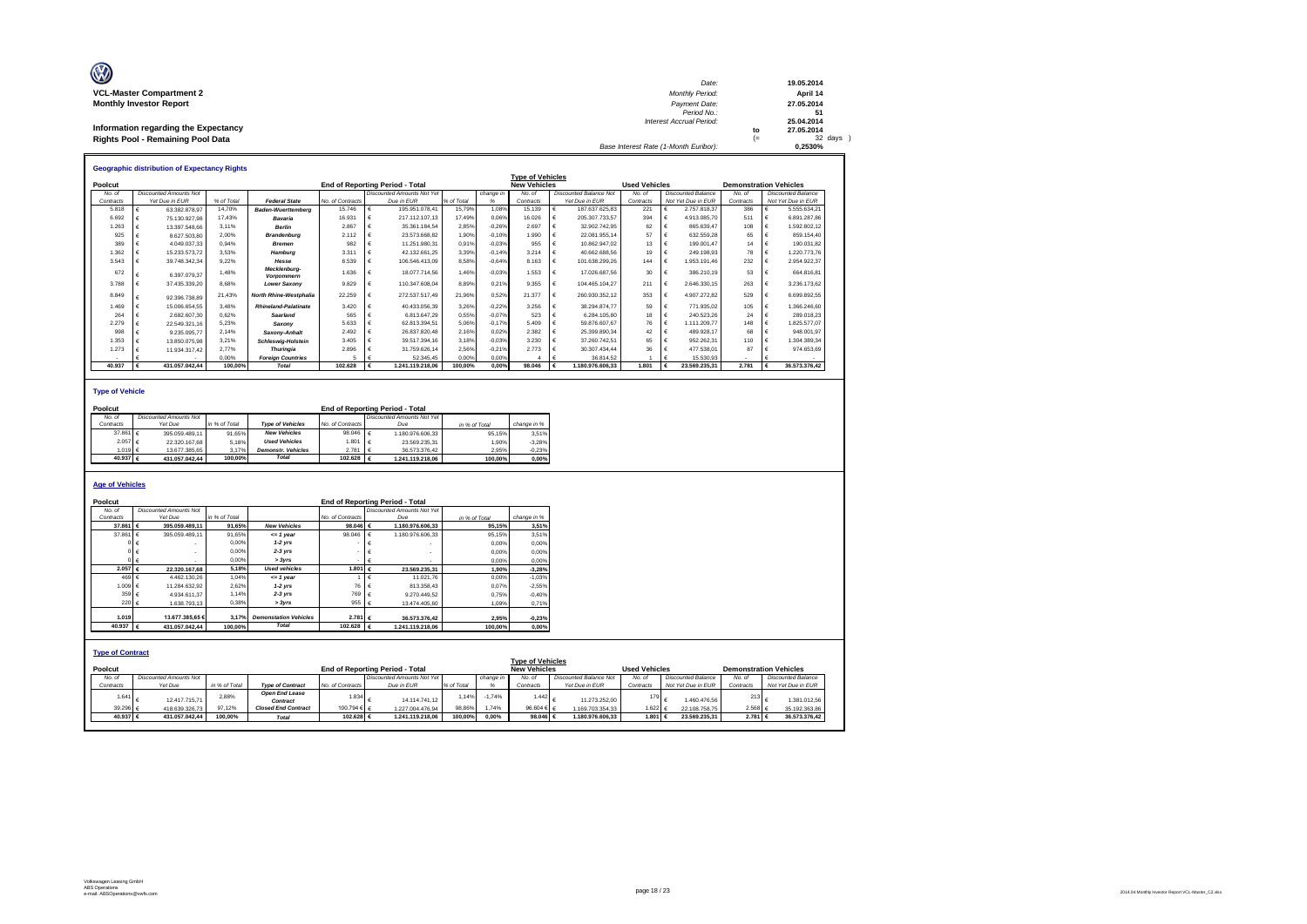**VCL-Master Compartment 2**
**Monthly Investor Report**

**Information regarding the Expectancy Rights Pool - Remaining Pool Data**

| | | |
|---|---|---|
| Date: | | 19.05.2014 |
| Monthly Period: | | April 14 |
| Payment Date: | | 27.05.2014 |
| Period No.: | | 51 |
| Interest Accrual Period: | | 25.04.2014 |
| | to | 27.05.2014 |
| | (= | 32 days ) |
| Base Interest Rate (1-Month Euribor): | | 0,2530% |

## Geographic distribution of Expectancy Rights

| Poolcut | | | | End of Reporting Period - Total | | | | Type of Vehicles New Vehicles | | Used Vehicles | | Demonstration Vehicles | |
|---|---|---|---|---|---|---|---|---|---|---|---|---|---|
| No. of Contracts | Discounted Amounts Not Yet Due in EUR | % of Total | Federal State | No. of Contracts | Discounted Amounts Not Yet Due in EUR | % of Total | change in % | No. of Contracts | Discounted Balance Not Yet Due in EUR | No. of Contracts | Discounted Balance Not Yet Due in EUR | No. of Contracts | Discounted Balance Not Yet Due in EUR |
| 5.818 | € 63.382.878,97 | 14,70% | Baden-Wuerttemberg | 15.746 | € 195.951.078,41 | 15,79% | 1,08% | 15.139 | € 187.637.625,83 | 221 | € 2.757.818,37 | 386 | € 5.555.634,21 |
| 6.692 | € 75.130.927,98 | 17,43% | Bavaria | 16.931 | € 217.112.107,13 | 17,49% | 0,06% | 16.026 | € 205.307.733,57 | 394 | € 4.913.085,70 | 511 | € 6.891.287,86 |
| 1.263 | € 13.397.548,66 | 3,11% | Berlin | 2.867 | € 35.361.184,54 | 2,85% | -0,26% | 2.697 | € 32.902.742,95 | 62 | € 865.639,47 | 108 | € 1.592.802,12 |
| 925 | € 8.627.503,80 | 2,00% | Brandenburg | 2.112 | € 23.573.668,82 | 1,90% | -0,10% | 1.990 | € 22.081.955,14 | 57 | € 632.559,28 | 65 | € 859.154,40 |
| 389 | € 4.049.037,33 | 0,94% | Bremen | 982 | € 11.251.980,31 | 0,91% | -0,03% | 955 | € 10.862.947,02 | 13 | € 199.001,47 | 14 | € 190.031,82 |
| 1.362 | € 15.233.573,72 | 3,53% | Hamburg | 3.311 | € 42.132.661,25 | 3,39% | -0,14% | 3.214 | € 40.662.688,56 | 19 | € 249.198,93 | 78 | € 1.220.773,76 |
| 3.543 | € 39.748.342,34 | 9,22% | Hesse | 8.539 | € 106.546.413,09 | 8,58% | -0,64% | 8.163 | € 101.638.299,26 | 144 | € 1.953.191,46 | 232 | € 2.954.922,37 |
| 672 | € 6.397.079,37 | 1,48% | Mecklenburg-Vorpommern | 1.636 | € 18.077.714,56 | 1,46% | -0,03% | 1.553 | € 17.026.687,56 | 30 | € 386.210,19 | 53 | € 664.816,81 |
| 3.788 | € 37.435.339,20 | 8,68% | Lower Saxony | 9.829 | € 110.347.608,04 | 8,89% | 0,21% | 9.355 | € 104.465.104,27 | 211 | € 2.646.330,15 | 263 | € 3.236.173,62 |
| 8.849 | € 92.396.738,89 | 21,43% | North Rhine-Westphalia | 22.259 | € 272.537.517,49 | 21,96% | 0,52% | 21.377 | € 260.930.352,12 | 353 | € 4.907.272,82 | 529 | € 6.699.892,55 |
| 1.469 | € 15.006.654,55 | 3,48% | Rhineland-Palatinate | 3.420 | € 40.433.056,39 | 3,26% | -0,22% | 3.256 | € 38.294.874,77 | 59 | € 771.935,02 | 105 | € 1.366.246,60 |
| 264 | € 2.682.607,30 | 0,62% | Saarland | 565 | € 6.813.647,29 | 0,55% | -0,07% | 523 | € 6.284.105,80 | 18 | € 240.523,26 | 24 | € 289.018,23 |
| 2.279 | € 22.549.321,16 | 5,23% | Saxony | 5.633 | € 62.813.394,51 | 5,06% | -0,17% | 5.409 | € 59.876.607,67 | 76 | € 1.111.209,77 | 148 | € 1.825.577,07 |
| 998 | € 9.235.095,77 | 2,14% | Saxony-Anhalt | 2.492 | € 26.837.820,48 | 2,16% | 0,02% | 2.382 | € 25.399.890,34 | 42 | € 489.928,17 | 68 | € 948.001,97 |
| 1.353 | € 13.850.975,98 | 3,21% | Schleswig-Holstein | 3.405 | € 39.517.394,16 | 3,18% | -0,03% | 3.230 | € 37.260.742,51 | 65 | € 952.262,31 | 110 | € 1.304.389,34 |
| 1.273 | € 11.934.317,42 | 2,77% | Thuringia | 2.896 | € 31.759.626,14 | 2,56% | -0,21% | 2.773 | € 30.307.434,44 | 36 | € 477.538,01 | 87 | € 974.653,69 |
| - | € - | 0,00% | Foreign Countries | 5 | € 52.345,45 | 0,00% | 0,00% | 4 | € 36.814,52 | 1 | € 15.530,93 | - | € - |
| **40.937** | **€ 431.057.042,44** | **100,00%** | **Total** | **102.628** | **€ 1.241.119.218,06** | **100,00%** | **0,00%** | **98.046** | **€ 1.180.976.606,33** | **1.801** | **€ 23.569.235,31** | **2.781** | **€ 36.573.376,42** |

## Type of Vehicle

| Poolcut | | | | End of Reporting Period - Total | | | |
|---|---|---|---|---|---|---|---|
| No. of Contracts | Discounted Amounts Not Yet Due | in % of Total | Type of Vehicles | No. of Contracts | Discounted Amounts Not Yet Due | in % of Total | change in % |
| 37.861 | € 395.059.489,11 | 91,65% | New Vehicles | 98.046 | € 1.180.976.606,33 | 95,15% | 3,51% |
| 2.057 | € 22.320.167,68 | 5,18% | Used Vehicles | 1.801 | € 23.569.235,31 | 1,90% | -3,28% |
| 1.019 | € 13.677.385,65 | 3,17% | Demonstr. Vehicles | 2.781 | € 36.573.376,42 | 2,95% | -0,23% |
| **40.937** | **€ 431.057.042,44** | **100,00%** | **Total** | **102.628** | **€ 1.241.119.218,06** | **100,00%** | **0,00%** |

## Age of Vehicles

| Poolcut | | | | End of Reporting Period - Total | | | |
|---|---|---|---|---|---|---|---|
| No. of Contracts | Discounted Amounts Not Yet Due | in % of Total | | No. of Contracts | Discounted Amounts Not Yet Due | in % of Total | change in % |
| **37.861** | **€ 395.059.489,11** | **91,65%** | **New Vehicles** | **98.046** | **€ 1.180.976.606,33** | **95,15%** | **3,51%** |
| 37.861 | € 395.059.489,11 | 91,65% | <= 1 year | 98.046 | € 1.180.976.606,33 | 95,15% | 3,51% |
| 0 | € - | 0,00% | 1-2 yrs | - | € - | 0,00% | 0,00% |
| 0 | € - | 0,00% | 2-3 yrs | - | € - | 0,00% | 0,00% |
| 0 | € - | 0,00% | > 3yrs | - | € - | 0,00% | 0,00% |
| **2.057** | **€ 22.320.167,68** | **5,18%** | **Used vehicles** | **1.801** | **€ 23.569.235,31** | **1,90%** | **-3,28%** |
| 469 | € 4.462.130,26 | 1,04% | <= 1 year | 1 | € 11.021,76 | 0,00% | -1,03% |
| 1.009 | € 11.284.632,92 | 2,62% | 1-2 yrs | 76 | € 813.358,43 | 0,07% | -2,55% |
| 359 | € 4.934.611,37 | 1,14% | 2-3 yrs | 769 | € 9.270.449,52 | 0,75% | -0,40% |
| 220 | € 1.638.793,13 | 0,38% | > 3yrs | 955 | € 13.474.405,60 | 1,09% | 0,71% |
| **1.019** | **13.677.385,65 €** | **3,17%** | **Demonstation Vehicles** | **2.781** | **€ 36.573.376,42** | **2,95%** | **-0,23%** |
| **40.937** | **€ 431.057.042,44** | **100,00%** | **Total** | **102.628** | **€ 1.241.119.218,06** | **100,00%** | **0,00%** |

## Type of Contract

| Poolcut | | | | End of Reporting Period - Total | | | | Type of Vehicles New Vehicles | | Used Vehicles | | Demonstration Vehicles | |
|---|---|---|---|---|---|---|---|---|---|---|---|---|---|
| No. of Contracts | Discounted Amounts Not Yet Due | in % of Total | Type of Contract | No. of Contracts | Discounted Amounts Not Yet Due in EUR | % of Total | change in % | No. of Contracts | Discounted Balance Not Yet Due in EUR | No. of Contracts | Discounted Balance Not Yet Due in EUR | No. of Contracts | Discounted Balance Not Yet Due in EUR |
| 1.641 | € 12.417.715,71 | 2,88% | Open End Lease Contract | 1.834 | € 14.114.741,12 | 1,14% | -1,74% | 1.442 | € 11.273.252,00 | 179 | € 1.460.476,56 | 213 | € 1.381.012,56 |
| 39.296 | € 418.639.326,73 | 97,12% | Closed End Contract | 100.794 € | € 1.227.004.476,94 | 98,86% | 1,74% | 96.604 € | € 1.169.703.354,33 | 1.622 | € 22.108.758,75 | 2.568 | € 35.192.363,86 |
| **40.937** | **€ 431.057.042,44** | **100,00%** | **Total** | **102.628 €** | **1.241.119.218,06** | **100,00%** | **0,00%** | **98.046 €** | **1.180.976.606,33** | **1.801** | **€ 23.569.235,31** | **2.781** | **€ 36.573.376,42** |

Volkswagen Leasing GmbH
ABS Operations
e-mail: ABSOperations@vwfs.com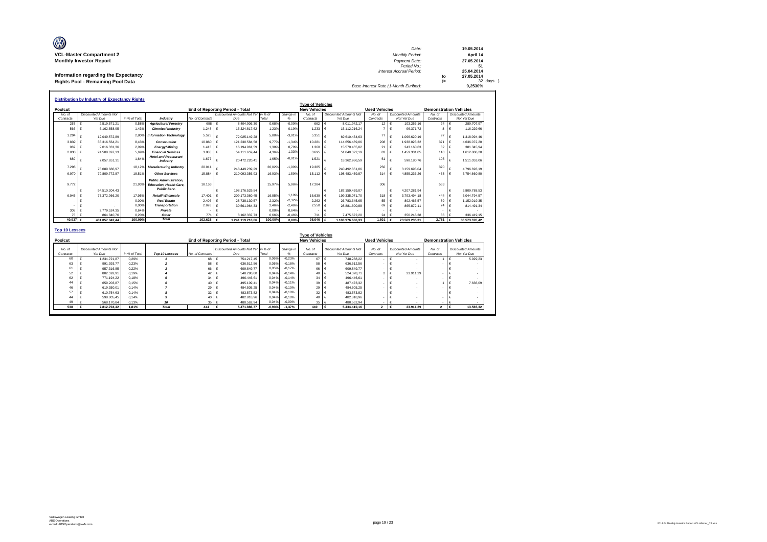**VCL-Master Compartment 2**
**Monthly Investor Report**

**Information regarding the Expectancy Rights Pool - Remaining Pool Data**

| | | |
|---|---|---|
| Date: | | 19.05.2014 |
| Monthly Period: | | April 14 |
| Payment Date: | | 27.05.2014 |
| Period No.: | | 51 |
| Interest Accrual Period: | | 25.04.2014 |
| | to | 27.05.2014 |
| | (= | 32 days ) |
| Base Interest Rate (1-Month Euribor): | | 0,2530% |

## Distribution by Industry of Expectancy Rights

| Poolcut | | | | End of Reporting Period - Total | | | | Type of Vehicles - New Vehicles | | Used Vehicles | | Demonstration Vehicles | |
|---|---|---|---|---|---|---|---|---|---|---|---|---|---|
| No. of Contracts | Discounted Amounts Not Yet Due | in % of Total | Industry | No. of Contracts | Discounted Amounts Not Yet Due | in % of Total | change in % | No. of Contracts | Discounted Amounts Not Yet Due | No. of Contracts | Discounted Amounts Not Yet Due | No. of Contracts | Discounted Amounts Not Yet Due |
| 257 | € 2.519.571,21 | 0,58% | Agriculture/ Forestry | 698 | € 8.404.906,30 | 0,68% | -0,09% | 662 | € 8.011.942,17 | 12 | € 103.256,16 | 24 | € 289.707,97 |
| 566 | € 6.162.558,95 | 1,43% | Chemical Industry | 1.248 | € 15.324.817,62 | 1,23% | 0,19% | 1.233 | € 15.112.216,24 | 7 | € 96.371,72 | 8 | € 116.229,66 |
| 1.204 | € 12.049.572,89 | 2,80% | Information Technology | 5.525 | € 72.025.149,28 | 5,80% | -3,01% | 5.351 | € 69.610.434,63 | 77 | € 1.096.620,19 | 97 | € 1.318.094,46 |
| 3.839 | € 36.316.564,21 | 8,43% | Construction | 10.860 | € 121.230.584,58 | 9,77% | -1,34% | 10.281 | € 114.656.489,06 | 208 | € 1.938.023,32 | 371 | € 4.636.072,20 |
| 987 | € 9.016.331,36 | 2,09% | Energy/ Mining | 1.413 | € 16.194.961,59 | 1,30% | 0,79% | 1.360 | € 15.570.455,02 | 21 | € 243.160,63 | 32 | € 381.345,94 |
| 2.030 | € 24.508.697,13 | 5,69% | Financial Services | 3.888 | € 54.111.659,44 | 4,36% | 1,33% | 3.695 | € 51.040.322,19 | 83 | € 1.459.331,05 | 110 | € 1.612.006,20 |
| 689 | € 7.057.651,11 | 1,64% | Hotel and Restaurant Industry | 1.677 | € 20.472.220,41 | 1,65% | -0,01% | 1.521 | € 18.362.986,59 | 51 | € 598.180,76 | 105 | € 1.511.053,06 |
| 7.298 | € 78.089.686,97 | 18,12% | Manufacturing Industry | 20.011 | € 248.449.239,29 | 20,02% | -1,90% | 19.385 | € 240.492.851,06 | 256 | € 3.159.695,04 | 370 | € 4.796.693,19 |
| 6.970 | € 79.809.772,87 | 18,51% | Other Services | 15.884 | € 210.093.356,93 | 16,93% | 1,59% | 15.112 | € 198.483.459,87 | 314 | € 4.855.236,26 | 458 | € 6.754.660,80 |
| 9.772 | € 94.510.204,43 | 21,93% | Public Administration, Education, Health Care, Public Serv. | 18.153 | € 198.176.529,54 | 15,97% | 5,96% | 17.284 | € 187.159.459,07 | 306 | € 4.207.281,94 | 563 | € 6.809.788,53 |
| 6.945 | € 77.372.066,20 | 17,95% | Retail/ Wholesale | 17.401 | € 209.173.360,45 | 16,85% | 1,10% | 16.639 | € 199.335.071,70 | 318 | € 3.793.494,18 | 444 | € 6.044.794,57 |
| - | € - | 0,00% | Real Estate | 2.406 | € 28.738.130,57 | 2,32% | -2,32% | 2.262 | € 26.783.645,65 | 55 | € 802.465,57 | 89 | € 1.152.019,35 |
| - | € - | 0,00% | Transportation | 2.693 | € 30.561.964,33 | 2,46% | -2,46% | 2.550 | € 28.881.600,88 | 69 | € 865.872,11 | 74 | € 814.491,34 |
| 305 | € 2.779.524,35 | 0,64% | Private | - | € - | 0,00% | 0,64% | - | € - | - | € - | - | € - |
| 75 | € 864.840,76 | 0,20% | Other | 771 | € 8.162.337,73 | 0,66% | -0,46% | 711 | € 7.475.672,20 | 24 | € 350.246,38 | 36 | € 336.419,15 |
| 40.937 | € 431.057.042,44 | 100,00% | Total | 102.628 | € 1.241.119.218,06 | 100,00% | 0,00% | 98.046 | € 1.180.976.606,33 | 1.801 | € 23.569.235,31 | 2.781 | € 36.573.376,42 |

## Top 10 Lessees

| Poolcut | | | | End of Reporting Period - Total | | | | Type of Vehicles - New Vehicles | | Used Vehicles | | Demonstration Vehicles | |
|---|---|---|---|---|---|---|---|---|---|---|---|---|---|
| No. of Contracts | Discounted Amounts Not Yet Due | in % of Total | Top 10 Lessees | No. of Contracts | Discounted Amounts Not Yet Due | in % of Total | change in % | No. of Contracts | Discounted Amounts Not Yet Due | No. of Contracts | Discounted Amounts Not Yet Due | No. of Contracts | Discounted Amounts Not Yet Due |
| 60 | € 1.234.721,87 | 0,29% | 1 | 68 | € 754.217,45 | 0,06% | -0,23% | 67 | € 748.288,22 | - | € - | 1 | € 5.929,23 |
| 63 | € 991.393,77 | 0,23% | 2 | 58 | € 636.512,56 | 0,05% | -0,18% | 58 | € 636.512,56 | - | € - | - | € - |
| 61 | € 957.316,85 | 0,22% | 3 | 66 | € 609.849,77 | 0,05% | -0,17% | 66 | € 609.849,77 | - | € - | - | € - |
| 52 | € 802.592,91 | 0,19% | 4 | 42 | € 548.290,00 | 0,04% | -0,14% | 40 | € 524.378,71 | 2 | € 23.911,29 | - | € - |
| 62 | € 771.194,22 | 0,18% | 5 | 34 | € 496.446,61 | 0,04% | -0,14% | 34 | € 496.446,61 | - | € - | - | € - |
| 44 | € 659.203,87 | 0,15% | 6 | 40 | € 495.109,41 | 0,04% | -0,11% | 39 | € 487.473,32 | - | € - | 1 | € 7.636,09 |
| 46 | € 619.350,01 | 0,14% | 7 | 29 | € 484.505,25 | 0,04% | -0,10% | 29 | € 484.505,25 | - | € - | - | € - |
| 57 | € 610.754,63 | 0,14% | 8 | 32 | € 483.573,82 | 0,04% | -0,10% | 32 | € 483.573,82 | - | € - | - | € - |
| 44 | € 598.005,45 | 0,14% | 9 | 40 | € 482.818,96 | 0,04% | -0,10% | 40 | € 482.818,96 | - | € - | - | € - |
| 49 | € 568.170,84 | 0,13% | 10 | 35 | € 480.562,94 | 0,04% | -0,09% | 35 | € 480.562,94 | - | € - | - | € - |
| 538 | € 7.812.704,42 | 1,81% | Total | 444 | € 5.471.886,77 | -0,93% | -1,37% | 440 | € 5.434.410,16 | 2 | € 23.911,29 | 2 | € 13.565,32 |

Volkswagen Leasing GmbH
ABS Operations
e-mail: ABSOperations@vwfs.com

2014.04 Monthly Investor Report VCL-Master_C2.xlsx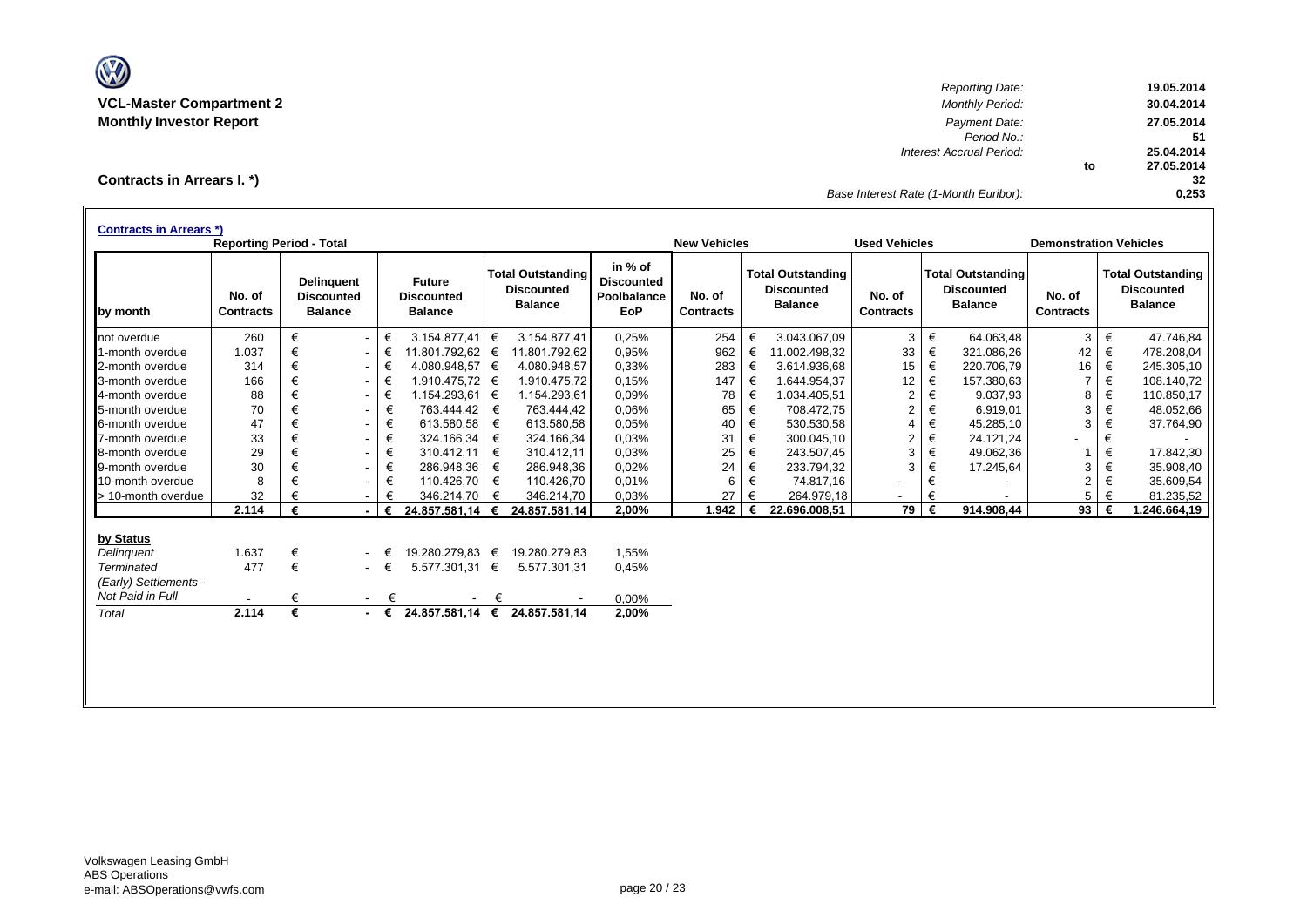**VCL-Master Compartment 2**
**Monthly Investor Report**

| | | |
|---|---|---|
| Reporting Date: | | 19.05.2014 |
| Monthly Period: | | 30.04.2014 |
| Payment Date: | | 27.05.2014 |
| Period No.: | | 51 |
| Interest Accrual Period: | | 25.04.2014 |
| | to | 27.05.2014 |
| | | 32 |
| Base Interest Rate (1-Month Euribor): | | 0,253 |

## Contracts in Arrears I. *)

**Contracts in Arrears *)**

| by month | Reporting Period - Total: No. of Contracts | Delinquent Discounted Balance | Future Discounted Balance | Total Outstanding Discounted Balance | in % of Discounted Poolbalance EoP | New Vehicles: No. of Contracts | Total Outstanding Discounted Balance | Used Vehicles: No. of Contracts | Total Outstanding Discounted Balance | Demonstration Vehicles: No. of Contracts | Total Outstanding Discounted Balance |
|---|---|---|---|---|---|---|---|---|---|---|---|
| not overdue | 260 | € - | € 3.154.877,41 | € 3.154.877,41 | 0,25% | 254 | € 3.043.067,09 | 3 | € 64.063,48 | 3 | € 47.746,84 |
| 1-month overdue | 1.037 | € - | € 11.801.792,62 | € 11.801.792,62 | 0,95% | 962 | € 11.002.498,32 | 33 | € 321.086,26 | 42 | € 478.208,04 |
| 2-month overdue | 314 | € - | € 4.080.948,57 | € 4.080.948,57 | 0,33% | 283 | € 3.614.936,68 | 15 | € 220.706,79 | 16 | € 245.305,10 |
| 3-month overdue | 166 | € - | € 1.910.475,72 | € 1.910.475,72 | 0,15% | 147 | € 1.644.954,37 | 12 | € 157.380,63 | 7 | € 108.140,72 |
| 4-month overdue | 88 | € - | € 1.154.293,61 | € 1.154.293,61 | 0,09% | 78 | € 1.034.405,51 | 2 | € 9.037,93 | 8 | € 110.850,17 |
| 5-month overdue | 70 | € - | € 763.444,42 | € 763.444,42 | 0,06% | 65 | € 708.472,75 | 2 | € 6.919,01 | 3 | € 48.052,66 |
| 6-month overdue | 47 | € - | € 613.580,58 | € 613.580,58 | 0,05% | 40 | € 530.530,58 | 4 | € 45.285,10 | 3 | € 37.764,90 |
| 7-month overdue | 33 | € - | € 324.166,34 | € 324.166,34 | 0,03% | 31 | € 300.045,10 | 2 | € 24.121,24 | - | € - |
| 8-month overdue | 29 | € - | € 310.412,11 | € 310.412,11 | 0,03% | 25 | € 243.507,45 | 3 | € 49.062,36 | 1 | € 17.842,30 |
| 9-month overdue | 30 | € - | € 286.948,36 | € 286.948,36 | 0,02% | 24 | € 233.794,32 | 3 | € 17.245,64 | 3 | € 35.908,40 |
| 10-month overdue | 8 | € - | € 110.426,70 | € 110.426,70 | 0,01% | 6 | € 74.817,16 | - | € - | 2 | € 35.609,54 |
| > 10-month overdue | 32 | € - | € 346.214,70 | € 346.214,70 | 0,03% | 27 | € 264.979,18 | - | € - | 5 | € 81.235,52 |
| | **2.114** | **€ -** | **€ 24.857.581,14** | **€ 24.857.581,14** | **2,00%** | **1.942** | **€ 22.696.008,51** | **79** | **€ 914.908,44** | **93** | **€ 1.246.664,19** |

| by Status | No. of Contracts | Delinquent Discounted Balance | Future Discounted Balance | Total Outstanding Discounted Balance | in % of Discounted Poolbalance EoP |
|---|---|---|---|---|---|
| *Delinquent* | 1.637 | € - | € 19.280.279,83 | € 19.280.279,83 | 1,55% |
| *Terminated* | 477 | € - | € 5.577.301,31 | € 5.577.301,31 | 0,45% |
| *(Early) Settlements - Not Paid in Full* | - | € - | € - | € - | 0,00% |
| *Total* | **2.114** | **€ -** | **€ 24.857.581,14** | **€ 24.857.581,14** | **2,00%** |

Volkswagen Leasing GmbH
ABS Operations
e-mail: ABSOperations@vwfs.com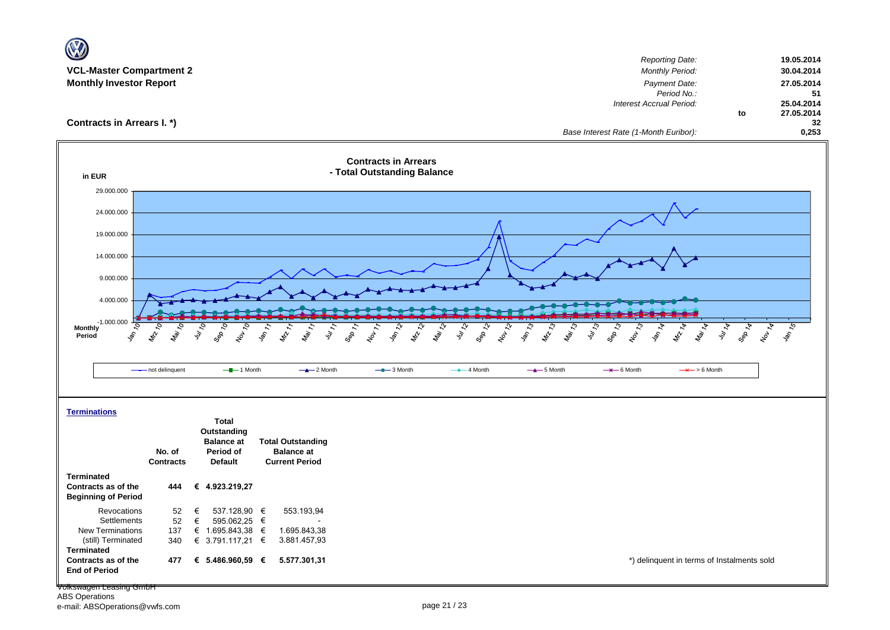**VCL-Master Compartment 2**
**Monthly Investor Report**

| | | |
|---|---|---|
| *Reporting Date:* | | **19.05.2014** |
| *Monthly Period:* | | **30.04.2014** |
| *Payment Date:* | | **27.05.2014** |
| *Period No.:* | | **51** |
| *Interest Accrual Period:* | | **25.04.2014** |
| | **to** | **27.05.2014** |
| | | **32** |
| *Base Interest Rate (1-Month Euribor):* | | **0,253** |

## Contracts in Arrears I. *)

**Contracts in Arrears - Total Outstanding Balance**

in EUR

Legend: not delinquent, 1 Month, 2 Month, 3 Month, 4 Month, 5 Month, 6 Month, > 6 Month

### Terminations

| | No. of Contracts | Total Outstanding Balance at Period of Default | Total Outstanding Balance at Current Period |
|---|---|---|---|
| **Terminated Contracts as of the Beginning of Period** | **444** | **€ 4.923.219,27** | |
| Revocations | 52 | € 537.128,90 | € 553.193,94 |
| Settlements | 52 | € 595.062,25 | € - |
| New Terminations | 137 | € 1.695.843,38 | € 1.695.843,38 |
| (still) Terminated | 340 | € 3.791.117,21 | € 3.881.457,93 |
| **Terminated Contracts as of the End of Period** | **477** | **€ 5.486.960,59** | **€ 5.577.301,31** |

*) delinquent in terms of Instalments sold

Volkswagen Leasing GmbH
ABS Operations
e-mail: ABSOperations@vwfs.com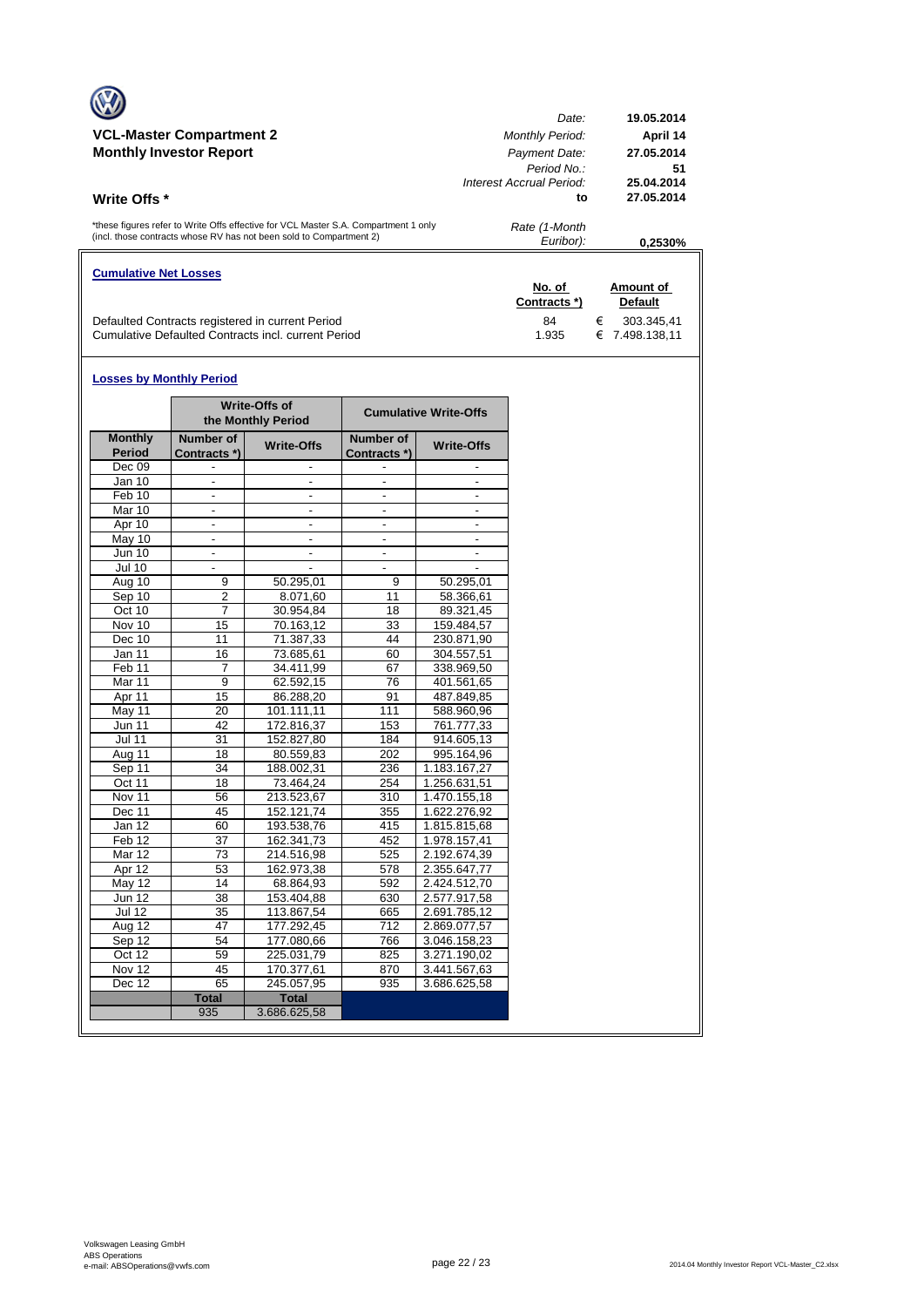## VCL-Master Compartment 2
## Monthly Investor Report

| | |
|---|---|
| *Date:* | **19.05.2014** |
| *Monthly Period:* | **April 14** |
| *Payment Date:* | **27.05.2014** |
| *Period No.:* | **51** |
| *Interest Accrual Period:* | **25.04.2014** |
| **to** | **27.05.2014** |
| *Rate (1-Month Euribor):* | **0,2530%** |

### Write Offs *

*these figures refer to Write Offs effective for VCL Master S.A. Compartment 1 only (incl. those contracts whose RV has not been sold to Compartment 2)

**Cumulative Net Losses**

| | No. of Contracts *) | Amount of Default |
|---|---|---|
| Defaulted Contracts registered in current Period | 84 | € 303.345,41 |
| Cumulative Defaulted Contracts incl. current Period | 1.935 | € 7.498.138,11 |

**Losses by Monthly Period**

| | Write-Offs of the Monthly Period | | Cumulative Write-Offs | |
|---|---|---|---|---|
| **Monthly Period** | **Number of Contracts *)** | **Write-Offs** | **Number of Contracts *)** | **Write-Offs** |
| Dec 09 | - | - | - | - |
| Jan 10 | - | - | - | - |
| Feb 10 | - | - | - | - |
| Mar 10 | - | - | - | - |
| Apr 10 | - | - | - | - |
| May 10 | - | - | - | - |
| Jun 10 | - | - | - | - |
| Jul 10 | - | - | - | - |
| Aug 10 | 9 | 50.295,01 | 9 | 50.295,01 |
| Sep 10 | 2 | 8.071,60 | 11 | 58.366,61 |
| Oct 10 | 7 | 30.954,84 | 18 | 89.321,45 |
| Nov 10 | 15 | 70.163,12 | 33 | 159.484,57 |
| Dec 10 | 11 | 71.387,33 | 44 | 230.871,90 |
| Jan 11 | 16 | 73.685,61 | 60 | 304.557,51 |
| Feb 11 | 7 | 34.411,99 | 67 | 338.969,50 |
| Mar 11 | 9 | 62.592,15 | 76 | 401.561,65 |
| Apr 11 | 15 | 86.288,20 | 91 | 487.849,85 |
| May 11 | 20 | 101.111,11 | 111 | 588.960,96 |
| Jun 11 | 42 | 172.816,37 | 153 | 761.777,33 |
| Jul 11 | 31 | 152.827,80 | 184 | 914.605,13 |
| Aug 11 | 18 | 80.559,83 | 202 | 995.164,96 |
| Sep 11 | 34 | 188.002,31 | 236 | 1.183.167,27 |
| Oct 11 | 18 | 73.464,24 | 254 | 1.256.631,51 |
| Nov 11 | 56 | 213.523,67 | 310 | 1.470.155,18 |
| Dec 11 | 45 | 152.121,74 | 355 | 1.622.276,92 |
| Jan 12 | 60 | 193.538,76 | 415 | 1.815.815,68 |
| Feb 12 | 37 | 162.341,73 | 452 | 1.978.157,41 |
| Mar 12 | 73 | 214.516,98 | 525 | 2.192.674,39 |
| Apr 12 | 53 | 162.973,38 | 578 | 2.355.647,77 |
| May 12 | 14 | 68.864,93 | 592 | 2.424.512,70 |
| Jun 12 | 38 | 153.404,88 | 630 | 2.577.917,58 |
| Jul 12 | 35 | 113.867,54 | 665 | 2.691.785,12 |
| Aug 12 | 47 | 177.292,45 | 712 | 2.869.077,57 |
| Sep 12 | 54 | 177.080,66 | 766 | 3.046.158,23 |
| Oct 12 | 59 | 225.031,79 | 825 | 3.271.190,02 |
| Nov 12 | 45 | 170.377,61 | 870 | 3.441.567,63 |
| Dec 12 | 65 | 245.057,95 | 935 | 3.686.625,58 |
| | **Total** | **Total** | | |
| | 935 | 3.686.625,58 | | |

Volkswagen Leasing GmbH
ABS Operations
e-mail: ABSOperations@vwfs.com

2014.04 Monthly Investor Report VCL-Master_C2.xlsx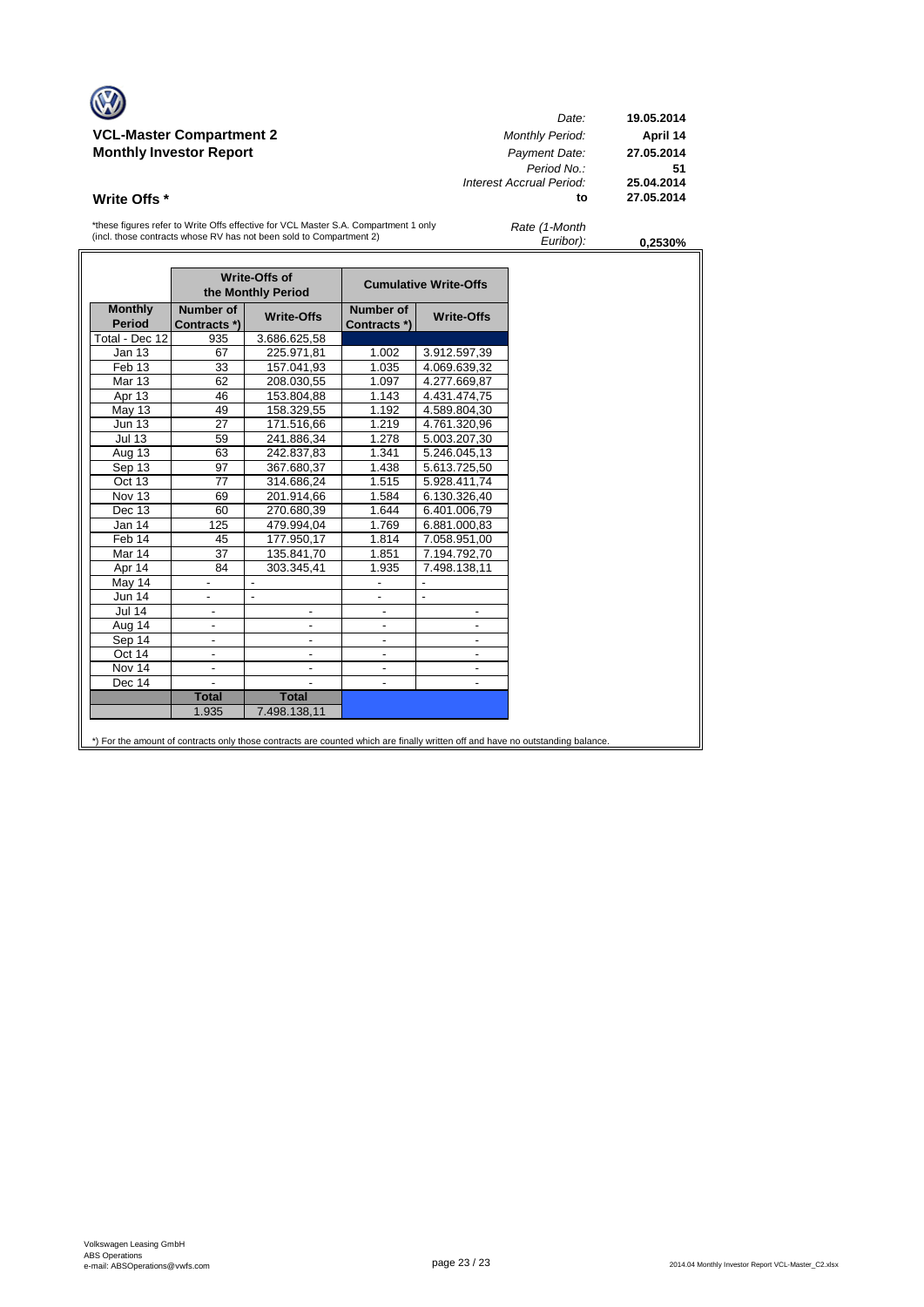**VCL-Master Compartment 2**
**Monthly Investor Report**

| | |
|---|---|
| *Date:* | **19.05.2014** |
| *Monthly Period:* | **April 14** |
| *Payment Date:* | **27.05.2014** |
| *Period No.:* | **51** |
| *Interest Accrual Period:* | **25.04.2014** |
| **to** | **27.05.2014** |
| *Rate (1-Month Euribor):* | **0,2530%** |

## Write Offs *

*these figures refer to Write Offs effective for VCL Master S.A. Compartment 1 only (incl. those contracts whose RV has not been sold to Compartment 2)

| | Write-Offs of the Monthly Period | | Cumulative Write-Offs | |
|---|---|---|---|---|
| **Monthly Period** | **Number of Contracts *)** | **Write-Offs** | **Number of Contracts *)** | **Write-Offs** |
| Total - Dec 12 | 935 | 3.686.625,58 | | |
| Jan 13 | 67 | 225.971,81 | 1.002 | 3.912.597,39 |
| Feb 13 | 33 | 157.041,93 | 1.035 | 4.069.639,32 |
| Mar 13 | 62 | 208.030,55 | 1.097 | 4.277.669,87 |
| Apr 13 | 46 | 153.804,88 | 1.143 | 4.431.474,75 |
| May 13 | 49 | 158.329,55 | 1.192 | 4.589.804,30 |
| Jun 13 | 27 | 171.516,66 | 1.219 | 4.761.320,96 |
| Jul 13 | 59 | 241.886,34 | 1.278 | 5.003.207,30 |
| Aug 13 | 63 | 242.837,83 | 1.341 | 5.246.045,13 |
| Sep 13 | 97 | 367.680,37 | 1.438 | 5.613.725,50 |
| Oct 13 | 77 | 314.686,24 | 1.515 | 5.928.411,74 |
| Nov 13 | 69 | 201.914,66 | 1.584 | 6.130.326,40 |
| Dec 13 | 60 | 270.680,39 | 1.644 | 6.401.006,79 |
| Jan 14 | 125 | 479.994,04 | 1.769 | 6.881.000,83 |
| Feb 14 | 45 | 177.950,17 | 1.814 | 7.058.951,00 |
| Mar 14 | 37 | 135.841,70 | 1.851 | 7.194.792,70 |
| Apr 14 | 84 | 303.345,41 | 1.935 | 7.498.138,11 |
| May 14 | - | - | - | - |
| Jun 14 | - | - | - | - |
| Jul 14 | - | - | - | - |
| Aug 14 | - | - | - | - |
| Sep 14 | - | - | - | - |
| Oct 14 | - | - | - | - |
| Nov 14 | - | - | - | - |
| Dec 14 | - | - | - | - |
| | **Total** | **Total** | | |
| | 1.935 | 7.498.138,11 | | |

*) For the amount of contracts only those contracts are counted which are finally written off and have no outstanding balance.